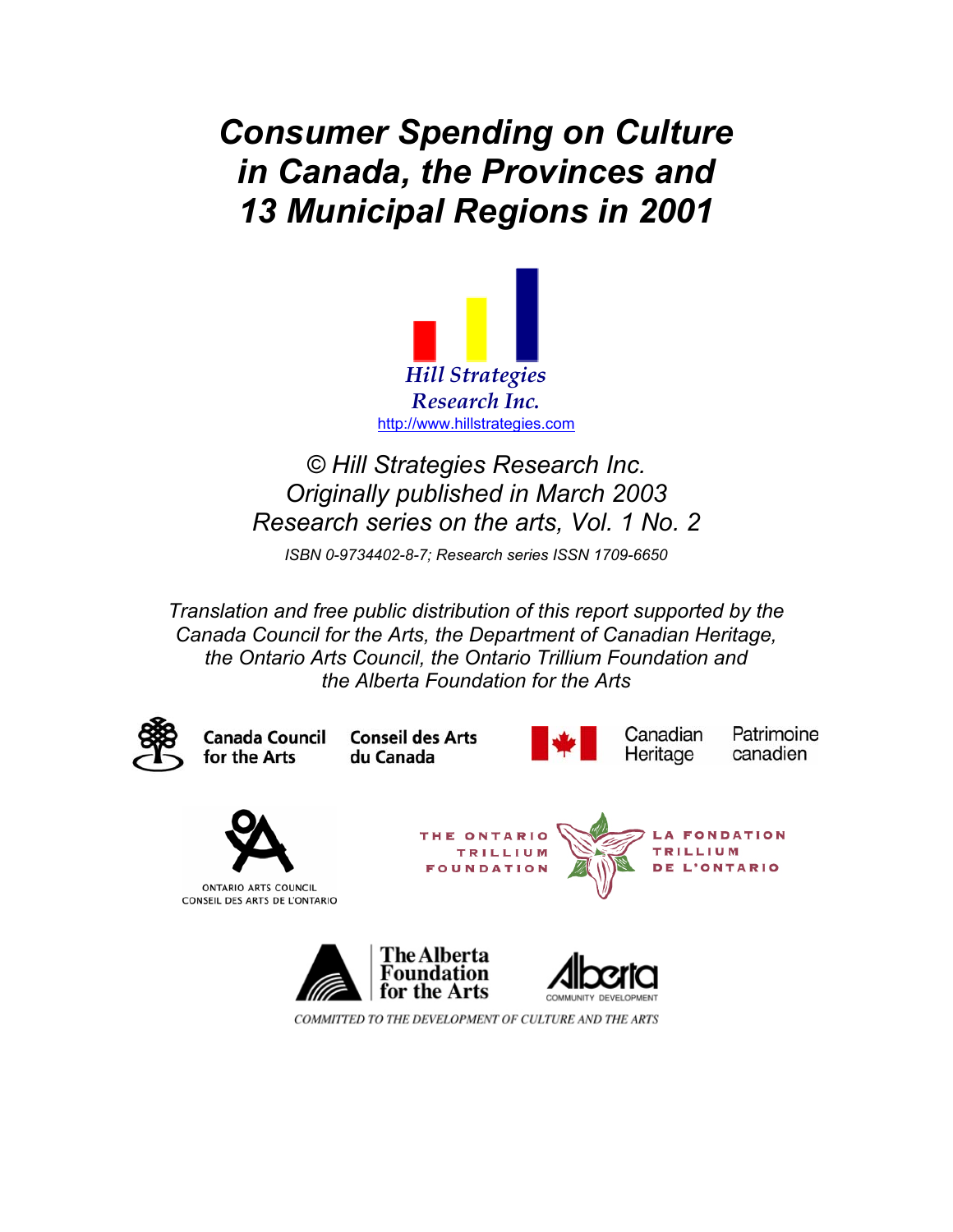# *Consumer Spending on Culture in Canada, the Provinces and 13 Municipal Regions in 2001*

*Hill Strategies Research Inc.*
http://www.hillstrategies.com

*© Hill Strategies Research Inc.*
*Originally published in March 2003*
*Research series on the arts, Vol. 1 No. 2*

*ISBN 0-9734402-8-7; Research series ISSN 1709-6650*

*Translation and free public distribution of this report supported by the Canada Council for the Arts, the Department of Canadian Heritage, the Ontario Arts Council, the Ontario Trillium Foundation and the Alberta Foundation for the Arts*

Canada Council for the Arts | Conseil des Arts du Canada

Canadian Heritage | Patrimoine canadien

Ontario Arts Council | Conseil des Arts de l'Ontario

The Ontario Trillium Foundation | La Fondation Trillium de l'Ontario

The Alberta Foundation for the Arts

Alberta Community Development

COMMITTED TO THE DEVELOPMENT OF CULTURE AND THE ARTS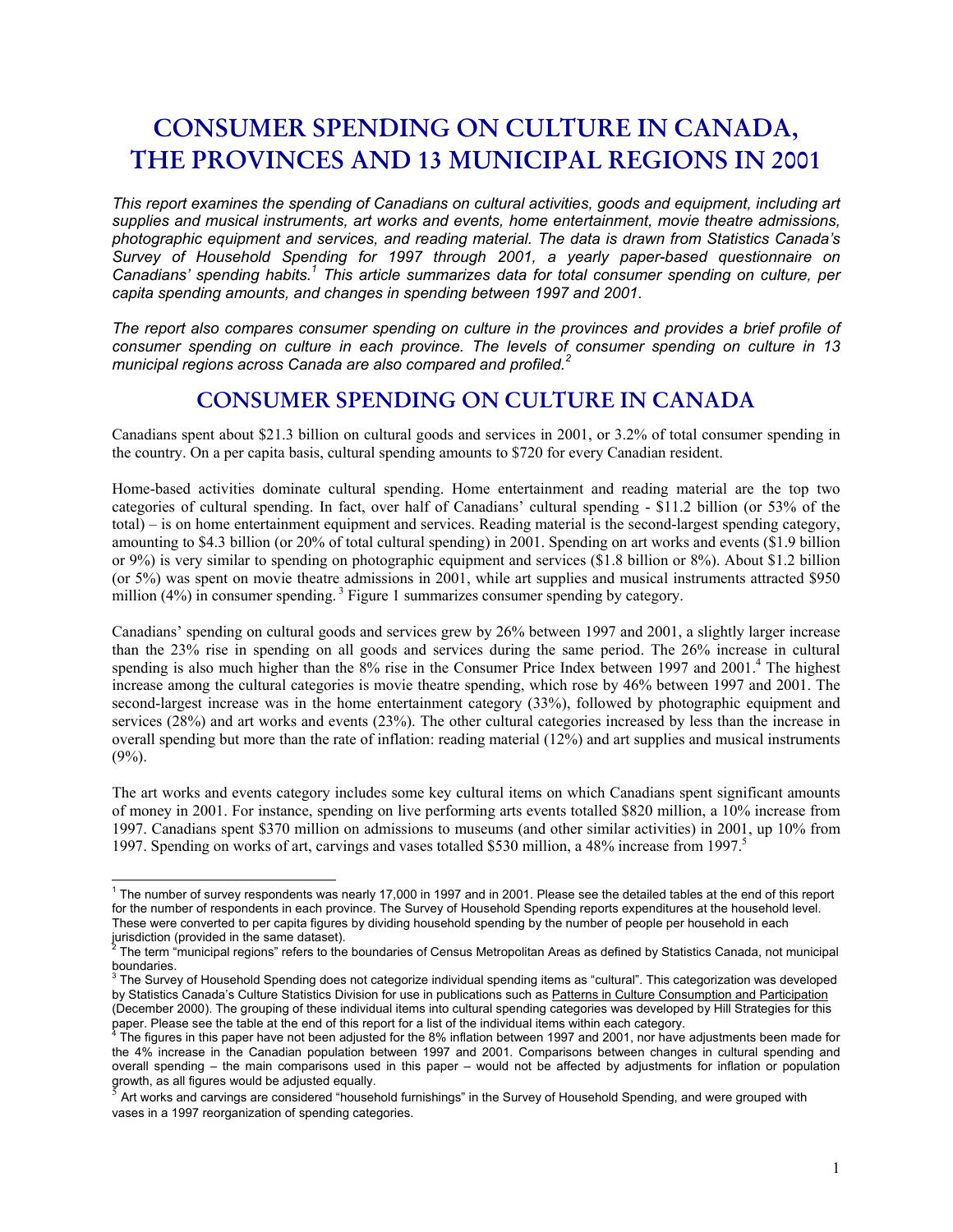# CONSUMER SPENDING ON CULTURE IN CANADA, THE PROVINCES AND 13 MUNICIPAL REGIONS IN 2001

*This report examines the spending of Canadians on cultural activities, goods and equipment, including art supplies and musical instruments, art works and events, home entertainment, movie theatre admissions, photographic equipment and services, and reading material. The data is drawn from Statistics Canada's Survey of Household Spending for 1997 through 2001, a yearly paper-based questionnaire on Canadians' spending habits.[1] This article summarizes data for total consumer spending on culture, per capita spending amounts, and changes in spending between 1997 and 2001.*

*The report also compares consumer spending on culture in the provinces and provides a brief profile of consumer spending on culture in each province. The levels of consumer spending on culture in 13 municipal regions across Canada are also compared and profiled.[2]*

## CONSUMER SPENDING ON CULTURE IN CANADA

Canadians spent about $21.3 billion on cultural goods and services in 2001, or 3.2% of total consumer spending in the country. On a per capita basis, cultural spending amounts to $720 for every Canadian resident.

Home-based activities dominate cultural spending. Home entertainment and reading material are the top two categories of cultural spending. In fact, over half of Canadians' cultural spending - $11.2 billion (or 53% of the total) – is on home entertainment equipment and services. Reading material is the second-largest spending category, amounting to $4.3 billion (or 20% of total cultural spending) in 2001. Spending on art works and events ($1.9 billion or 9%) is very similar to spending on photographic equipment and services ($1.8 billion or 8%). About $1.2 billion (or 5%) was spent on movie theatre admissions in 2001, while art supplies and musical instruments attracted $950 million (4%) in consumer spending.[3] Figure 1 summarizes consumer spending by category.

Canadians' spending on cultural goods and services grew by 26% between 1997 and 2001, a slightly larger increase than the 23% rise in spending on all goods and services during the same period. The 26% increase in cultural spending is also much higher than the 8% rise in the Consumer Price Index between 1997 and 2001.[4] The highest increase among the cultural categories is movie theatre spending, which rose by 46% between 1997 and 2001. The second-largest increase was in the home entertainment category (33%), followed by photographic equipment and services (28%) and art works and events (23%). The other cultural categories increased by less than the increase in overall spending but more than the rate of inflation: reading material (12%) and art supplies and musical instruments (9%).

The art works and events category includes some key cultural items on which Canadians spent significant amounts of money in 2001. For instance, spending on live performing arts events totalled $820 million, a 10% increase from 1997. Canadians spent $370 million on admissions to museums (and other similar activities) in 2001, up 10% from 1997. Spending on works of art, carvings and vases totalled $530 million, a 48% increase from 1997.[5]

---

[1] The number of survey respondents was nearly 17,000 in 1997 and in 2001. Please see the detailed tables at the end of this report for the number of respondents in each province. The Survey of Household Spending reports expenditures at the household level. These were converted to per capita figures by dividing household spending by the number of people per household in each jurisdiction (provided in the same dataset).

[2] The term "municipal regions" refers to the boundaries of Census Metropolitan Areas as defined by Statistics Canada, not municipal boundaries.

[3] The Survey of Household Spending does not categorize individual spending items as "cultural". This categorization was developed by Statistics Canada's Culture Statistics Division for use in publications such as Patterns in Culture Consumption and Participation (December 2000). The grouping of these individual items into cultural spending categories was developed by Hill Strategies for this paper. Please see the table at the end of this report for a list of the individual items within each category.

[4] The figures in this paper have not been adjusted for the 8% inflation between 1997 and 2001, nor have adjustments been made for the 4% increase in the Canadian population between 1997 and 2001. Comparisons between changes in cultural spending and overall spending – the main comparisons used in this paper – would not be affected by adjustments for inflation or population growth, as all figures would be adjusted equally.

[5] Art works and carvings are considered "household furnishings" in the Survey of Household Spending, and were grouped with vases in a 1997 reorganization of spending categories.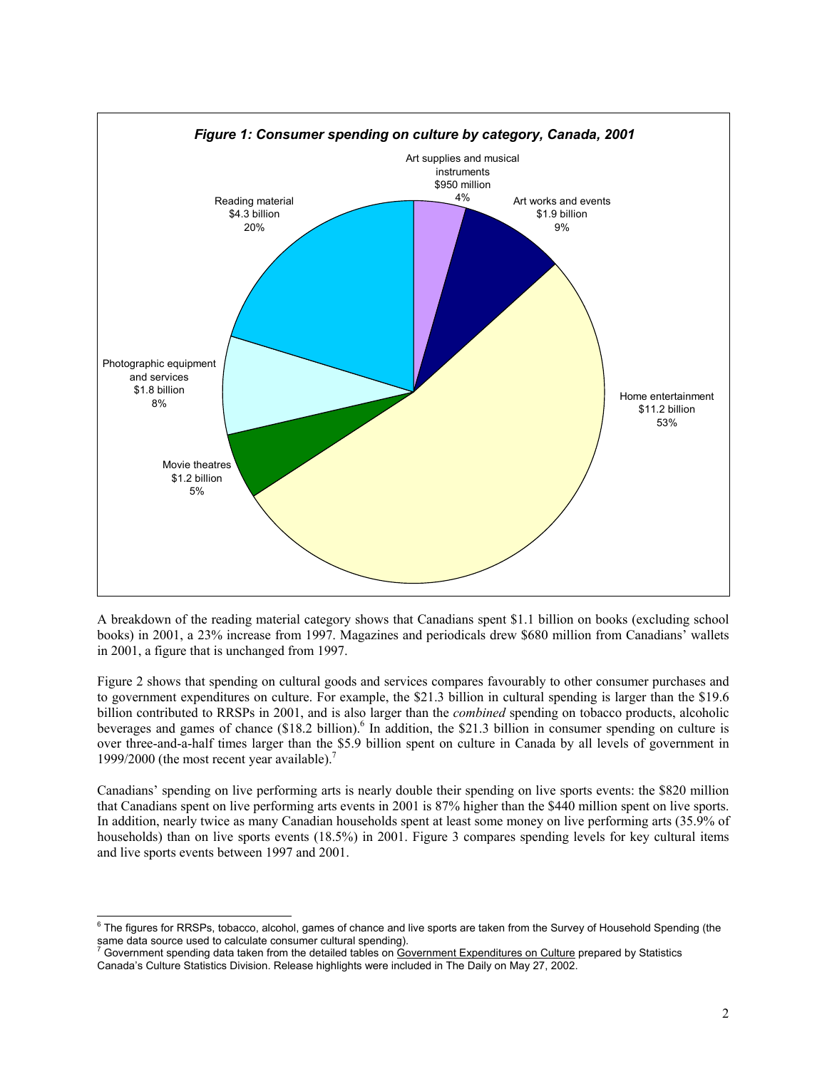*Figure 1: Consumer spending on culture by category, Canada, 2001*

| Category | Spending | Share |
|---|---|---|
| Art supplies and musical instruments | $950 million | 4% |
| Art works and events | $1.9 billion | 9% |
| Home entertainment | $11.2 billion | 53% |
| Movie theatres | $1.2 billion | 5% |
| Photographic equipment and services | $1.8 billion | 8% |
| Reading material | $4.3 billion | 20% |

A breakdown of the reading material category shows that Canadians spent $1.1 billion on books (excluding school books) in 2001, a 23% increase from 1997. Magazines and periodicals drew $680 million from Canadians' wallets in 2001, a figure that is unchanged from 1997.

Figure 2 shows that spending on cultural goods and services compares favourably to other consumer purchases and to government expenditures on culture. For example, the $21.3 billion in cultural spending is larger than the $19.6 billion contributed to RRSPs in 2001, and is also larger than the *combined* spending on tobacco products, alcoholic beverages and games of chance ($18.2 billion).[6] In addition, the $21.3 billion in consumer spending on culture is over three-and-a-half times larger than the $5.9 billion spent on culture in Canada by all levels of government in 1999/2000 (the most recent year available).[7]

Canadians' spending on live performing arts is nearly double their spending on live sports events: the $820 million that Canadians spent on live performing arts events in 2001 is 87% higher than the $440 million spent on live sports. In addition, nearly twice as many Canadian households spent at least some money on live performing arts (35.9% of households) than on live sports events (18.5%) in 2001. Figure 3 compares spending levels for key cultural items and live sports events between 1997 and 2001.

---

[6] The figures for RRSPs, tobacco, alcohol, games of chance and live sports are taken from the Survey of Household Spending (the same data source used to calculate consumer cultural spending).

[7] Government spending data taken from the detailed tables on Government Expenditures on Culture prepared by Statistics Canada's Culture Statistics Division. Release highlights were included in The Daily on May 27, 2002.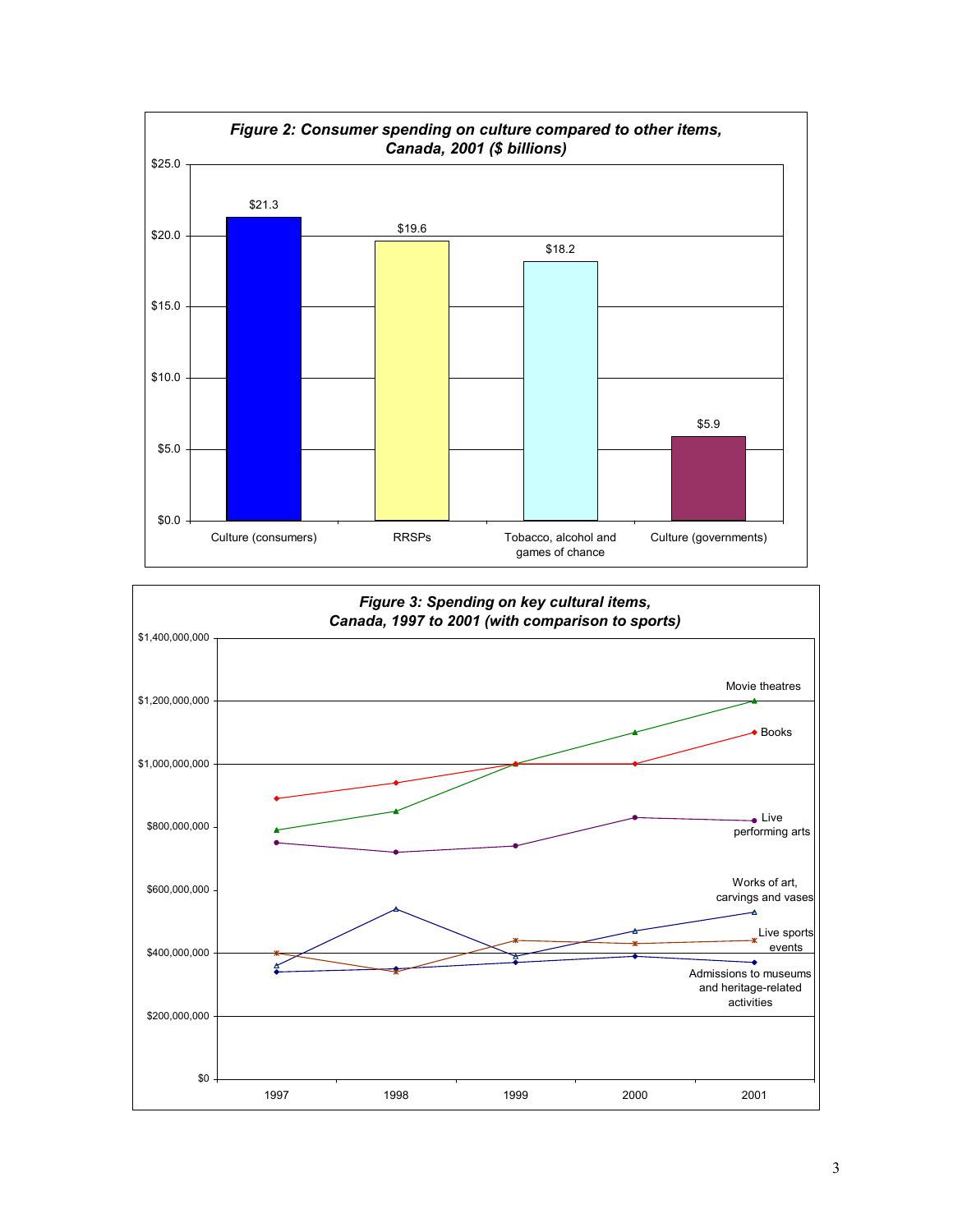***Figure 2: Consumer spending on culture compared to other items, Canada, 2001 ($ billions)***

| Category | $ billions |
|---|---|
| Culture (consumers) | $21.3 |
| RRSPs | $19.6 |
| Tobacco, alcohol and games of chance | $18.2 |
| Culture (governments) | $5.9 |

***Figure 3: Spending on key cultural items, Canada, 1997 to 2001 (with comparison to sports)***

Series: Movie theatres; Books; Live performing arts; Works of art, carvings and vases; Live sports events; Admissions to museums and heritage-related activities

Years: 1997, 1998, 1999, 2000, 2001

Y-axis: $0 to $1,400,000,000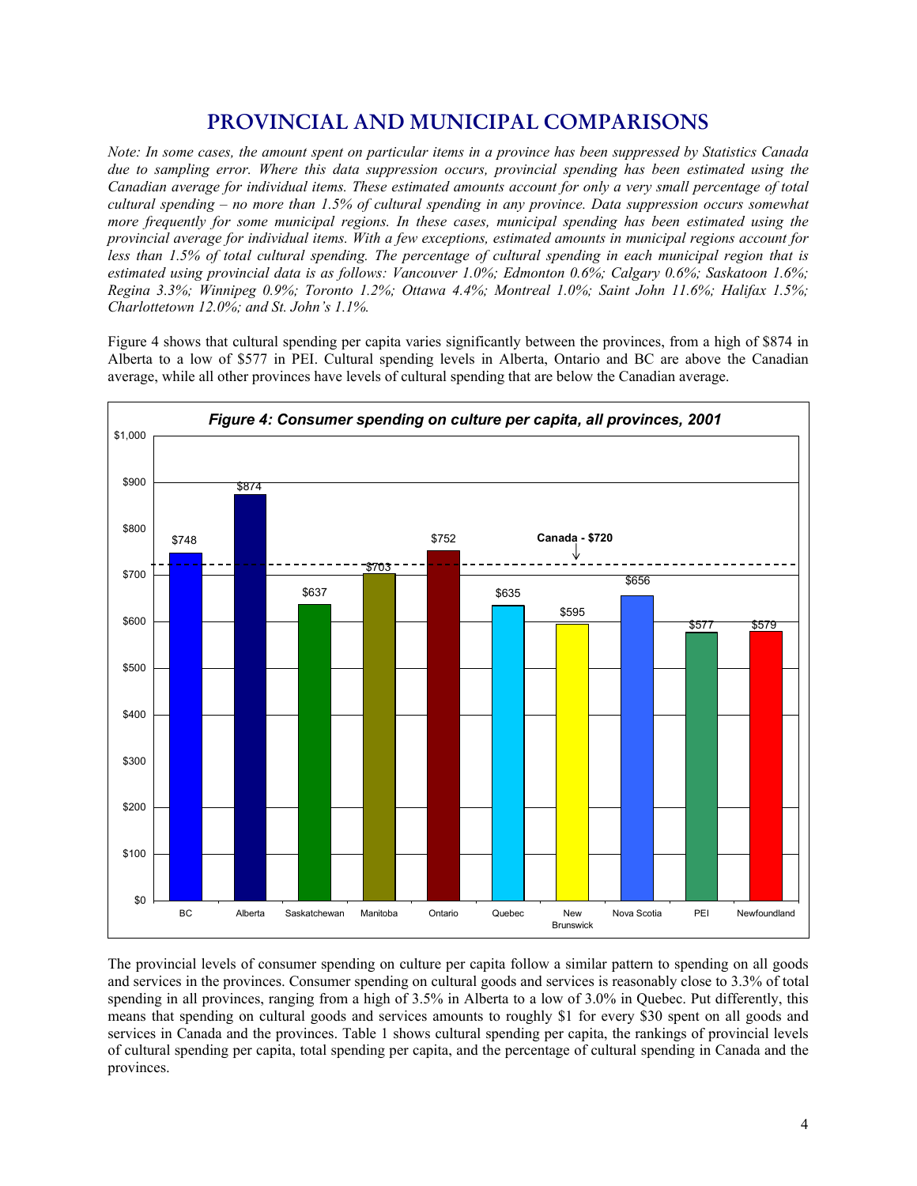# PROVINCIAL AND MUNICIPAL COMPARISONS

*Note: In some cases, the amount spent on particular items in a province has been suppressed by Statistics Canada due to sampling error. Where this data suppression occurs, provincial spending has been estimated using the Canadian average for individual items. These estimated amounts account for only a very small percentage of total cultural spending – no more than 1.5% of cultural spending in any province. Data suppression occurs somewhat more frequently for some municipal regions. In these cases, municipal spending has been estimated using the provincial average for individual items. With a few exceptions, estimated amounts in municipal regions account for less than 1.5% of total cultural spending. The percentage of cultural spending in each municipal region that is estimated using provincial data is as follows: Vancouver 1.0%; Edmonton 0.6%; Calgary 0.6%; Saskatoon 1.6%; Regina 3.3%; Winnipeg 0.9%; Toronto 1.2%; Ottawa 4.4%; Montreal 1.0%; Saint John 11.6%; Halifax 1.5%; Charlottetown 12.0%; and St. John's 1.1%.*

Figure 4 shows that cultural spending per capita varies significantly between the provinces, from a high of $874 in Alberta to a low of $577 in PEI. Cultural spending levels in Alberta, Ontario and BC are above the Canadian average, while all other provinces have levels of cultural spending that are below the Canadian average.

***Figure 4: Consumer spending on culture per capita, all provinces, 2001***

| Province | Spending per capita |
|---|---|
| BC | $748 |
| Alberta | $874 |
| Saskatchewan | $637 |
| Manitoba | $703 |
| Ontario | $752 |
| Quebec | $635 |
| New Brunswick | $595 |
| Nova Scotia | $656 |
| PEI | $577 |
| Newfoundland | $579 |

Canada - $720

The provincial levels of consumer spending on culture per capita follow a similar pattern to spending on all goods and services in the provinces. Consumer spending on cultural goods and services is reasonably close to 3.3% of total spending in all provinces, ranging from a high of 3.5% in Alberta to a low of 3.0% in Quebec. Put differently, this means that spending on cultural goods and services amounts to roughly $1 for every $30 spent on all goods and services in Canada and the provinces. Table 1 shows cultural spending per capita, the rankings of provincial levels of cultural spending per capita, total spending per capita, and the percentage of cultural spending in Canada and the provinces.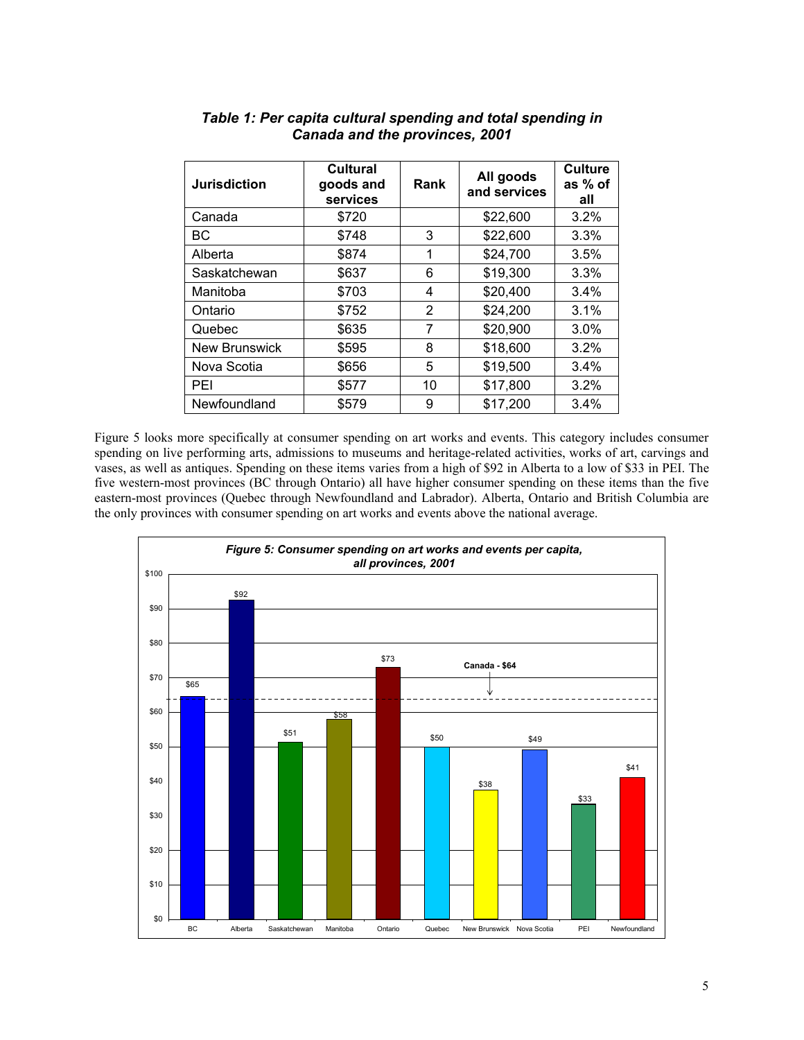***Table 1: Per capita cultural spending and total spending in Canada and the provinces, 2001***

| Jurisdiction | Cultural goods and services | Rank | All goods and services | Culture as % of all |
|---|---|---|---|---|
| Canada | $720 | | $22,600 | 3.2% |
| BC | $748 | 3 | $22,600 | 3.3% |
| Alberta | $874 | 1 | $24,700 | 3.5% |
| Saskatchewan | $637 | 6 | $19,300 | 3.3% |
| Manitoba | $703 | 4 | $20,400 | 3.4% |
| Ontario | $752 | 2 | $24,200 | 3.1% |
| Quebec | $635 | 7 | $20,900 | 3.0% |
| New Brunswick | $595 | 8 | $18,600 | 3.2% |
| Nova Scotia | $656 | 5 | $19,500 | 3.4% |
| PEI | $577 | 10 | $17,800 | 3.2% |
| Newfoundland | $579 | 9 | $17,200 | 3.4% |

Figure 5 looks more specifically at consumer spending on art works and events. This category includes consumer spending on live performing arts, admissions to museums and heritage-related activities, works of art, carvings and vases, as well as antiques. Spending on these items varies from a high of $92 in Alberta to a low of $33 in PEI. The five western-most provinces (BC through Ontario) all have higher consumer spending on these items than the five eastern-most provinces (Quebec through Newfoundland and Labrador). Alberta, Ontario and British Columbia are the only provinces with consumer spending on art works and events above the national average.

***Figure 5: Consumer spending on art works and events per capita, all provinces, 2001***

| Province | Spending per capita |
|---|---|
| BC | $65 |
| Alberta | $92 |
| Saskatchewan | $51 |
| Manitoba | $58 |
| Ontario | $73 |
| Quebec | $50 |
| New Brunswick | $38 |
| Nova Scotia | $49 |
| PEI | $33 |
| Newfoundland | $41 |

Canada - $64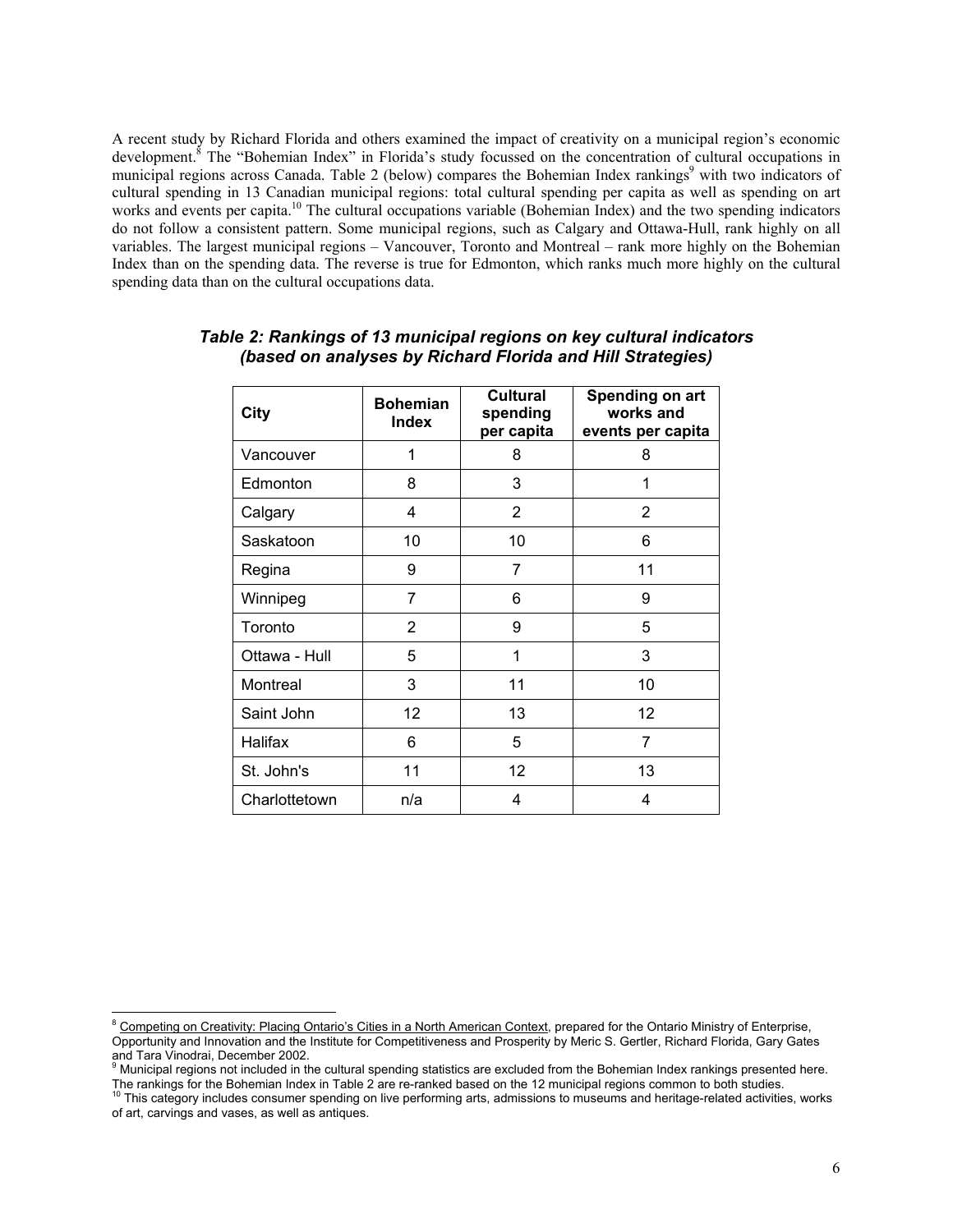A recent study by Richard Florida and others examined the impact of creativity on a municipal region's economic development.[8] The "Bohemian Index" in Florida's study focussed on the concentration of cultural occupations in municipal regions across Canada. Table 2 (below) compares the Bohemian Index rankings[9] with two indicators of cultural spending in 13 Canadian municipal regions: total cultural spending per capita as well as spending on art works and events per capita.[10] The cultural occupations variable (Bohemian Index) and the two spending indicators do not follow a consistent pattern. Some municipal regions, such as Calgary and Ottawa-Hull, rank highly on all variables. The largest municipal regions – Vancouver, Toronto and Montreal – rank more highly on the Bohemian Index than on the spending data. The reverse is true for Edmonton, which ranks much more highly on the cultural spending data than on the cultural occupations data.

***Table 2: Rankings of 13 municipal regions on key cultural indicators (based on analyses by Richard Florida and Hill Strategies)***

| City | Bohemian Index | Cultural spending per capita | Spending on art works and events per capita |
|---|---|---|---|
| Vancouver | 1 | 8 | 8 |
| Edmonton | 8 | 3 | 1 |
| Calgary | 4 | 2 | 2 |
| Saskatoon | 10 | 10 | 6 |
| Regina | 9 | 7 | 11 |
| Winnipeg | 7 | 6 | 9 |
| Toronto | 2 | 9 | 5 |
| Ottawa - Hull | 5 | 1 | 3 |
| Montreal | 3 | 11 | 10 |
| Saint John | 12 | 13 | 12 |
| Halifax | 6 | 5 | 7 |
| St. John's | 11 | 12 | 13 |
| Charlottetown | n/a | 4 | 4 |

[8] Competing on Creativity: Placing Ontario's Cities in a North American Context, prepared for the Ontario Ministry of Enterprise, Opportunity and Innovation and the Institute for Competitiveness and Prosperity by Meric S. Gertler, Richard Florida, Gary Gates and Tara Vinodrai, December 2002.

[9] Municipal regions not included in the cultural spending statistics are excluded from the Bohemian Index rankings presented here. The rankings for the Bohemian Index in Table 2 are re-ranked based on the 12 municipal regions common to both studies.

[10] This category includes consumer spending on live performing arts, admissions to museums and heritage-related activities, works of art, carvings and vases, as well as antiques.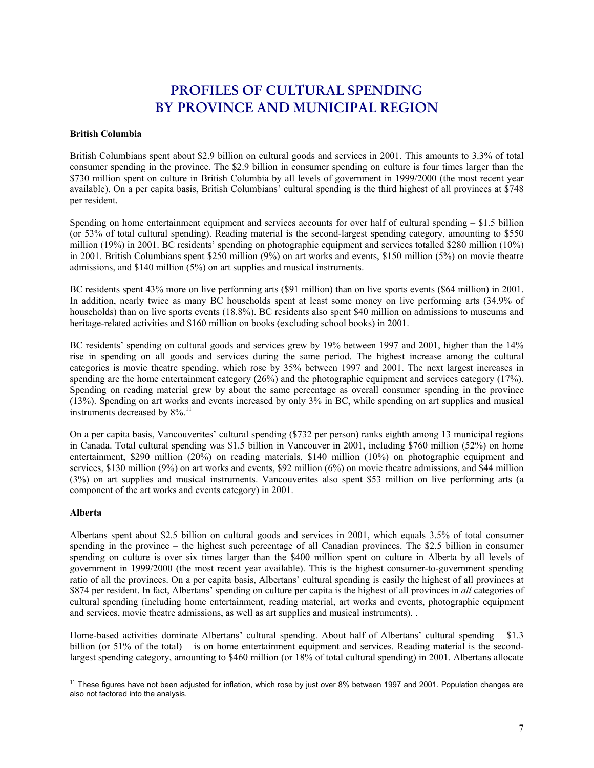# PROFILES OF CULTURAL SPENDING BY PROVINCE AND MUNICIPAL REGION

**British Columbia**

British Columbians spent about $2.9 billion on cultural goods and services in 2001. This amounts to 3.3% of total consumer spending in the province. The $2.9 billion in consumer spending on culture is four times larger than the $730 million spent on culture in British Columbia by all levels of government in 1999/2000 (the most recent year available). On a per capita basis, British Columbians' cultural spending is the third highest of all provinces at $748 per resident.

Spending on home entertainment equipment and services accounts for over half of cultural spending – $1.5 billion (or 53% of total cultural spending). Reading material is the second-largest spending category, amounting to $550 million (19%) in 2001. BC residents' spending on photographic equipment and services totalled $280 million (10%) in 2001. British Columbians spent $250 million (9%) on art works and events, $150 million (5%) on movie theatre admissions, and $140 million (5%) on art supplies and musical instruments.

BC residents spent 43% more on live performing arts ($91 million) than on live sports events ($64 million) in 2001. In addition, nearly twice as many BC households spent at least some money on live performing arts (34.9% of households) than on live sports events (18.8%). BC residents also spent $40 million on admissions to museums and heritage-related activities and $160 million on books (excluding school books) in 2001.

BC residents' spending on cultural goods and services grew by 19% between 1997 and 2001, higher than the 14% rise in spending on all goods and services during the same period. The highest increase among the cultural categories is movie theatre spending, which rose by 35% between 1997 and 2001. The next largest increases in spending are the home entertainment category (26%) and the photographic equipment and services category (17%). Spending on reading material grew by about the same percentage as overall consumer spending in the province (13%). Spending on art works and events increased by only 3% in BC, while spending on art supplies and musical instruments decreased by 8%.[11]

On a per capita basis, Vancouverites' cultural spending ($732 per person) ranks eighth among 13 municipal regions in Canada. Total cultural spending was $1.5 billion in Vancouver in 2001, including $760 million (52%) on home entertainment, $290 million (20%) on reading materials, $140 million (10%) on photographic equipment and services, $130 million (9%) on art works and events, $92 million (6%) on movie theatre admissions, and $44 million (3%) on art supplies and musical instruments. Vancouverites also spent $53 million on live performing arts (a component of the art works and events category) in 2001.

**Alberta**

Albertans spent about $2.5 billion on cultural goods and services in 2001, which equals 3.5% of total consumer spending in the province – the highest such percentage of all Canadian provinces. The $2.5 billion in consumer spending on culture is over six times larger than the $400 million spent on culture in Alberta by all levels of government in 1999/2000 (the most recent year available). This is the highest consumer-to-government spending ratio of all the provinces. On a per capita basis, Albertans' cultural spending is easily the highest of all provinces at $874 per resident. In fact, Albertans' spending on culture per capita is the highest of all provinces in *all* categories of cultural spending (including home entertainment, reading material, art works and events, photographic equipment and services, movie theatre admissions, as well as art supplies and musical instruments). .

Home-based activities dominate Albertans' cultural spending. About half of Albertans' cultural spending – $1.3 billion (or 51% of the total) – is on home entertainment equipment and services. Reading material is the second-largest spending category, amounting to $460 million (or 18% of total cultural spending) in 2001. Albertans allocate

[11] These figures have not been adjusted for inflation, which rose by just over 8% between 1997 and 2001. Population changes are also not factored into the analysis.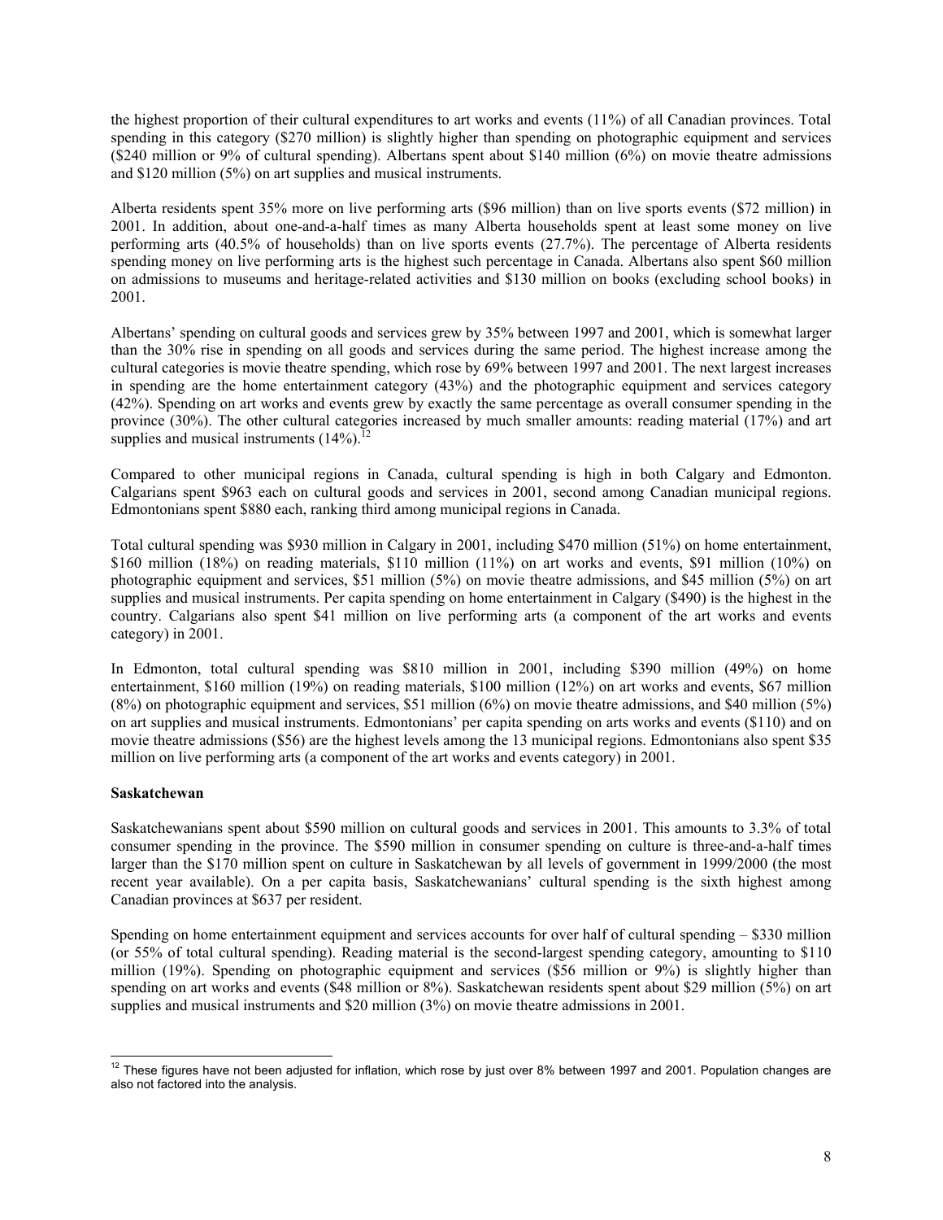the highest proportion of their cultural expenditures to art works and events (11%) of all Canadian provinces. Total spending in this category ($270 million) is slightly higher than spending on photographic equipment and services ($240 million or 9% of cultural spending). Albertans spent about $140 million (6%) on movie theatre admissions and $120 million (5%) on art supplies and musical instruments.

Alberta residents spent 35% more on live performing arts ($96 million) than on live sports events ($72 million) in 2001. In addition, about one-and-a-half times as many Alberta households spent at least some money on live performing arts (40.5% of households) than on live sports events (27.7%). The percentage of Alberta residents spending money on live performing arts is the highest such percentage in Canada. Albertans also spent $60 million on admissions to museums and heritage-related activities and $130 million on books (excluding school books) in 2001.

Albertans' spending on cultural goods and services grew by 35% between 1997 and 2001, which is somewhat larger than the 30% rise in spending on all goods and services during the same period. The highest increase among the cultural categories is movie theatre spending, which rose by 69% between 1997 and 2001. The next largest increases in spending are the home entertainment category (43%) and the photographic equipment and services category (42%). Spending on art works and events grew by exactly the same percentage as overall consumer spending in the province (30%). The other cultural categories increased by much smaller amounts: reading material (17%) and art supplies and musical instruments (14%).[12]

Compared to other municipal regions in Canada, cultural spending is high in both Calgary and Edmonton. Calgarians spent $963 each on cultural goods and services in 2001, second among Canadian municipal regions. Edmontonians spent $880 each, ranking third among municipal regions in Canada.

Total cultural spending was $930 million in Calgary in 2001, including $470 million (51%) on home entertainment, $160 million (18%) on reading materials, $110 million (11%) on art works and events, $91 million (10%) on photographic equipment and services, $51 million (5%) on movie theatre admissions, and $45 million (5%) on art supplies and musical instruments. Per capita spending on home entertainment in Calgary ($490) is the highest in the country. Calgarians also spent $41 million on live performing arts (a component of the art works and events category) in 2001.

In Edmonton, total cultural spending was $810 million in 2001, including $390 million (49%) on home entertainment, $160 million (19%) on reading materials, $100 million (12%) on art works and events, $67 million (8%) on photographic equipment and services, $51 million (6%) on movie theatre admissions, and $40 million (5%) on art supplies and musical instruments. Edmontonians' per capita spending on arts works and events ($110) and on movie theatre admissions ($56) are the highest levels among the 13 municipal regions. Edmontonians also spent $35 million on live performing arts (a component of the art works and events category) in 2001.

**Saskatchewan**

Saskatchewanians spent about $590 million on cultural goods and services in 2001. This amounts to 3.3% of total consumer spending in the province. The $590 million in consumer spending on culture is three-and-a-half times larger than the $170 million spent on culture in Saskatchewan by all levels of government in 1999/2000 (the most recent year available). On a per capita basis, Saskatchewanians' cultural spending is the sixth highest among Canadian provinces at $637 per resident.

Spending on home entertainment equipment and services accounts for over half of cultural spending – $330 million (or 55% of total cultural spending). Reading material is the second-largest spending category, amounting to $110 million (19%). Spending on photographic equipment and services ($56 million or 9%) is slightly higher than spending on art works and events ($48 million or 8%). Saskatchewan residents spent about $29 million (5%) on art supplies and musical instruments and $20 million (3%) on movie theatre admissions in 2001.

[12] These figures have not been adjusted for inflation, which rose by just over 8% between 1997 and 2001. Population changes are also not factored into the analysis.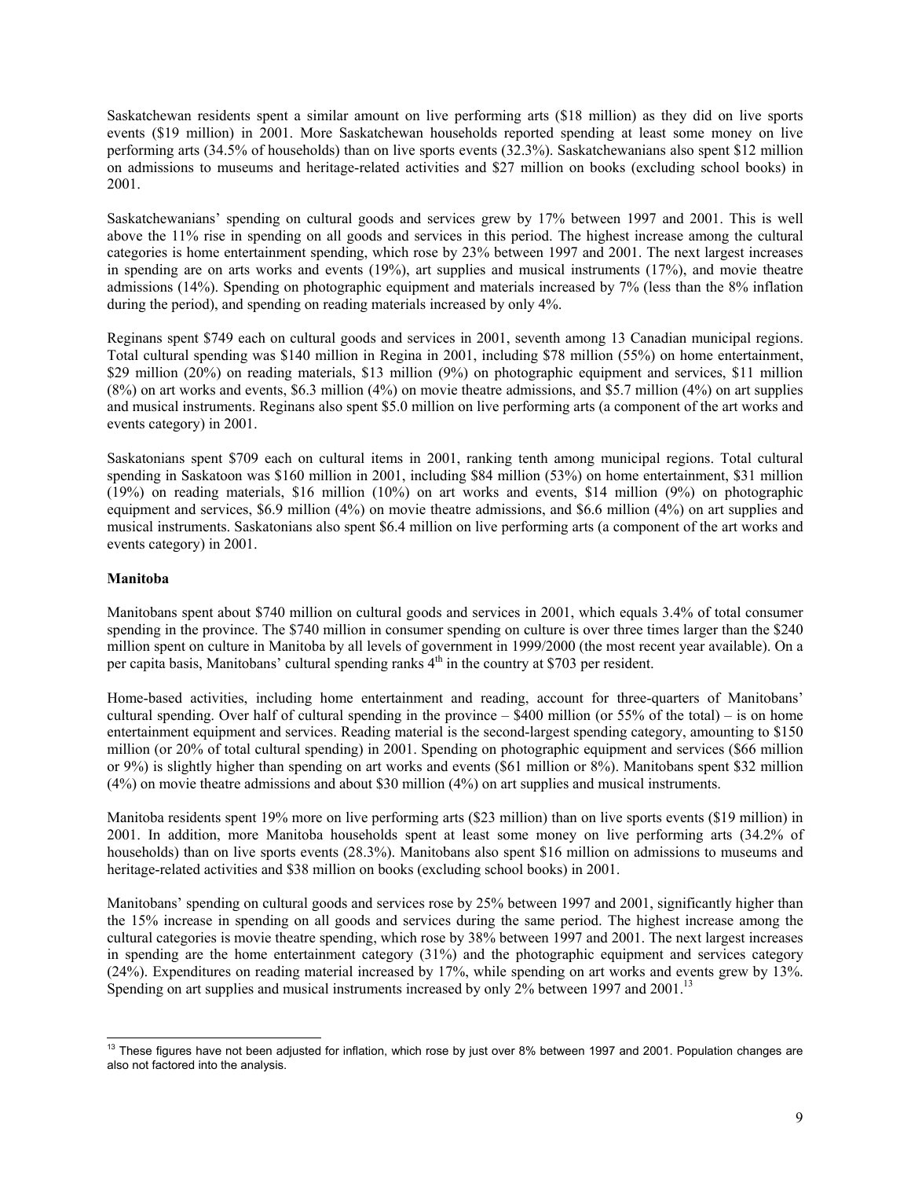Saskatchewan residents spent a similar amount on live performing arts ($18 million) as they did on live sports events ($19 million) in 2001. More Saskatchewan households reported spending at least some money on live performing arts (34.5% of households) than on live sports events (32.3%). Saskatchewanians also spent $12 million on admissions to museums and heritage-related activities and $27 million on books (excluding school books) in 2001.

Saskatchewanians' spending on cultural goods and services grew by 17% between 1997 and 2001. This is well above the 11% rise in spending on all goods and services in this period. The highest increase among the cultural categories is home entertainment spending, which rose by 23% between 1997 and 2001. The next largest increases in spending are on arts works and events (19%), art supplies and musical instruments (17%), and movie theatre admissions (14%). Spending on photographic equipment and materials increased by 7% (less than the 8% inflation during the period), and spending on reading materials increased by only 4%.

Reginans spent $749 each on cultural goods and services in 2001, seventh among 13 Canadian municipal regions. Total cultural spending was $140 million in Regina in 2001, including $78 million (55%) on home entertainment, $29 million (20%) on reading materials, $13 million (9%) on photographic equipment and services, $11 million (8%) on art works and events, $6.3 million (4%) on movie theatre admissions, and $5.7 million (4%) on art supplies and musical instruments. Reginans also spent $5.0 million on live performing arts (a component of the art works and events category) in 2001.

Saskatonians spent $709 each on cultural items in 2001, ranking tenth among municipal regions. Total cultural spending in Saskatoon was $160 million in 2001, including $84 million (53%) on home entertainment, $31 million (19%) on reading materials, $16 million (10%) on art works and events, $14 million (9%) on photographic equipment and services, $6.9 million (4%) on movie theatre admissions, and $6.6 million (4%) on art supplies and musical instruments. Saskatonians also spent $6.4 million on live performing arts (a component of the art works and events category) in 2001.

**Manitoba**

Manitobans spent about $740 million on cultural goods and services in 2001, which equals 3.4% of total consumer spending in the province. The $740 million in consumer spending on culture is over three times larger than the $240 million spent on culture in Manitoba by all levels of government in 1999/2000 (the most recent year available). On a per capita basis, Manitobans' cultural spending ranks 4th in the country at $703 per resident.

Home-based activities, including home entertainment and reading, account for three-quarters of Manitobans' cultural spending. Over half of cultural spending in the province – $400 million (or 55% of the total) – is on home entertainment equipment and services. Reading material is the second-largest spending category, amounting to $150 million (or 20% of total cultural spending) in 2001. Spending on photographic equipment and services ($66 million or 9%) is slightly higher than spending on art works and events ($61 million or 8%). Manitobans spent $32 million (4%) on movie theatre admissions and about $30 million (4%) on art supplies and musical instruments.

Manitoba residents spent 19% more on live performing arts ($23 million) than on live sports events ($19 million) in 2001. In addition, more Manitoba households spent at least some money on live performing arts (34.2% of households) than on live sports events (28.3%). Manitobans also spent $16 million on admissions to museums and heritage-related activities and $38 million on books (excluding school books) in 2001.

Manitobans' spending on cultural goods and services rose by 25% between 1997 and 2001, significantly higher than the 15% increase in spending on all goods and services during the same period. The highest increase among the cultural categories is movie theatre spending, which rose by 38% between 1997 and 2001. The next largest increases in spending are the home entertainment category (31%) and the photographic equipment and services category (24%). Expenditures on reading material increased by 17%, while spending on art works and events grew by 13%. Spending on art supplies and musical instruments increased by only 2% between 1997 and 2001.[13]

[13] These figures have not been adjusted for inflation, which rose by just over 8% between 1997 and 2001. Population changes are also not factored into the analysis.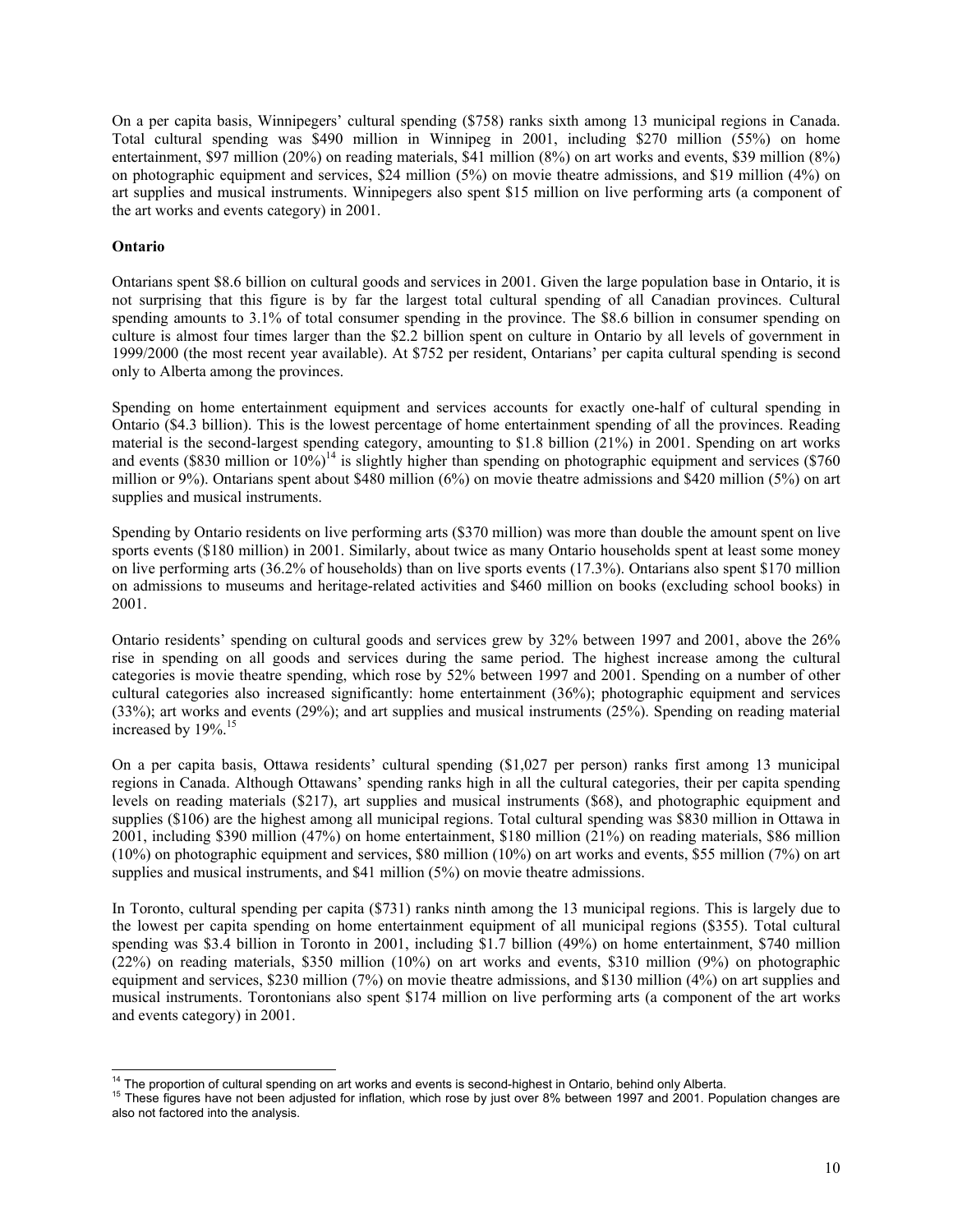On a per capita basis, Winnipegers' cultural spending ($758) ranks sixth among 13 municipal regions in Canada. Total cultural spending was $490 million in Winnipeg in 2001, including $270 million (55%) on home entertainment, $97 million (20%) on reading materials, $41 million (8%) on art works and events, $39 million (8%) on photographic equipment and services, $24 million (5%) on movie theatre admissions, and $19 million (4%) on art supplies and musical instruments. Winnipegers also spent $15 million on live performing arts (a component of the art works and events category) in 2001.

**Ontario**

Ontarians spent $8.6 billion on cultural goods and services in 2001. Given the large population base in Ontario, it is not surprising that this figure is by far the largest total cultural spending of all Canadian provinces. Cultural spending amounts to 3.1% of total consumer spending in the province. The $8.6 billion in consumer spending on culture is almost four times larger than the $2.2 billion spent on culture in Ontario by all levels of government in 1999/2000 (the most recent year available). At $752 per resident, Ontarians' per capita cultural spending is second only to Alberta among the provinces.

Spending on home entertainment equipment and services accounts for exactly one-half of cultural spending in Ontario ($4.3 billion). This is the lowest percentage of home entertainment spending of all the provinces. Reading material is the second-largest spending category, amounting to $1.8 billion (21%) in 2001. Spending on art works and events ($830 million or 10%)[14] is slightly higher than spending on photographic equipment and services ($760 million or 9%). Ontarians spent about $480 million (6%) on movie theatre admissions and $420 million (5%) on art supplies and musical instruments.

Spending by Ontario residents on live performing arts ($370 million) was more than double the amount spent on live sports events ($180 million) in 2001. Similarly, about twice as many Ontario households spent at least some money on live performing arts (36.2% of households) than on live sports events (17.3%). Ontarians also spent $170 million on admissions to museums and heritage-related activities and $460 million on books (excluding school books) in 2001.

Ontario residents' spending on cultural goods and services grew by 32% between 1997 and 2001, above the 26% rise in spending on all goods and services during the same period. The highest increase among the cultural categories is movie theatre spending, which rose by 52% between 1997 and 2001. Spending on a number of other cultural categories also increased significantly: home entertainment (36%); photographic equipment and services (33%); art works and events (29%); and art supplies and musical instruments (25%). Spending on reading material increased by 19%.[15]

On a per capita basis, Ottawa residents' cultural spending ($1,027 per person) ranks first among 13 municipal regions in Canada. Although Ottawans' spending ranks high in all the cultural categories, their per capita spending levels on reading materials ($217), art supplies and musical instruments ($68), and photographic equipment and supplies ($106) are the highest among all municipal regions. Total cultural spending was $830 million in Ottawa in 2001, including $390 million (47%) on home entertainment, $180 million (21%) on reading materials, $86 million (10%) on photographic equipment and services, $80 million (10%) on art works and events, $55 million (7%) on art supplies and musical instruments, and $41 million (5%) on movie theatre admissions.

In Toronto, cultural spending per capita ($731) ranks ninth among the 13 municipal regions. This is largely due to the lowest per capita spending on home entertainment equipment of all municipal regions ($355). Total cultural spending was $3.4 billion in Toronto in 2001, including $1.7 billion (49%) on home entertainment, $740 million (22%) on reading materials, $350 million (10%) on art works and events, $310 million (9%) on photographic equipment and services, $230 million (7%) on movie theatre admissions, and $130 million (4%) on art supplies and musical instruments. Torontonians also spent $174 million on live performing arts (a component of the art works and events category) in 2001.

---

[14] The proportion of cultural spending on art works and events is second-highest in Ontario, behind only Alberta.

[15] These figures have not been adjusted for inflation, which rose by just over 8% between 1997 and 2001. Population changes are also not factored into the analysis.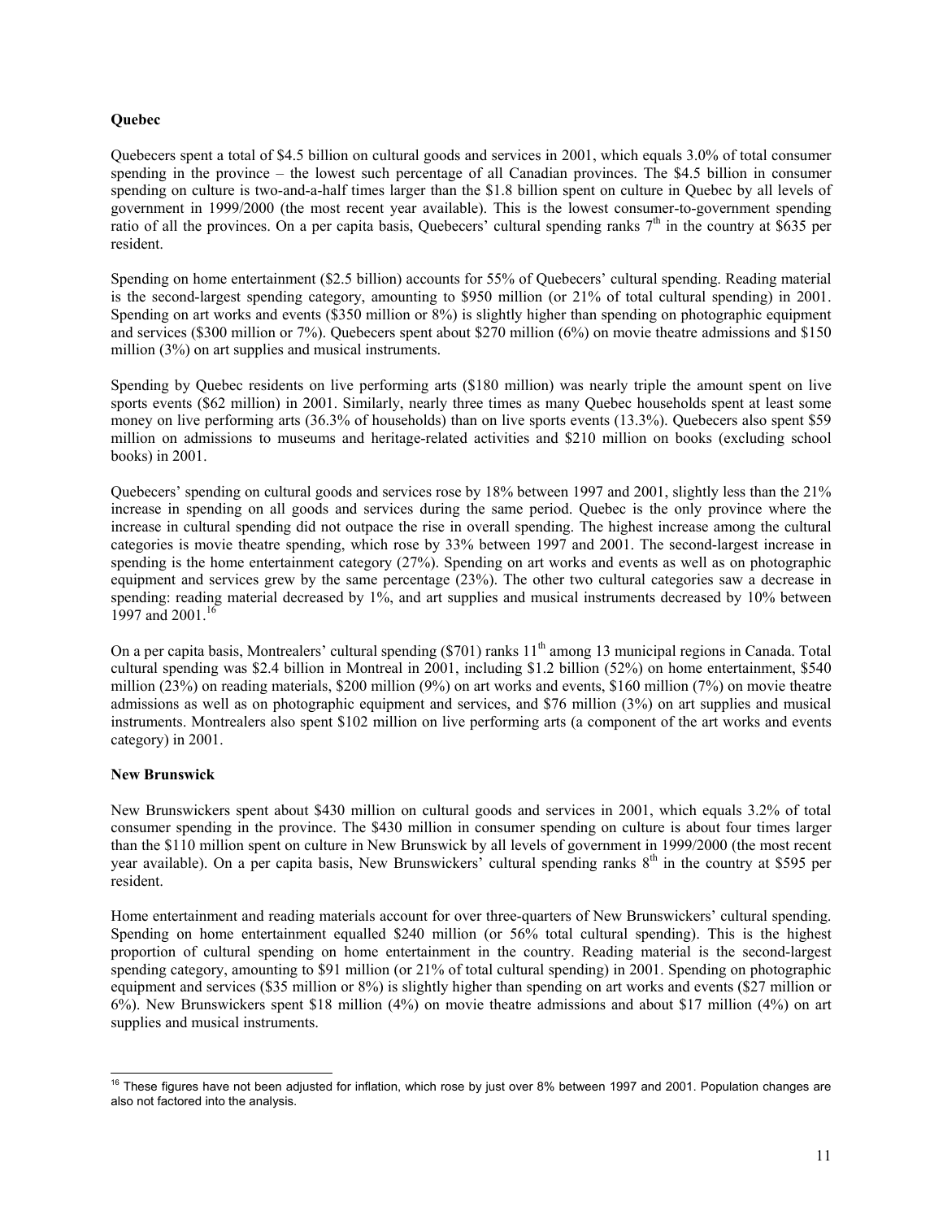**Quebec**

Quebecers spent a total of $4.5 billion on cultural goods and services in 2001, which equals 3.0% of total consumer spending in the province – the lowest such percentage of all Canadian provinces. The $4.5 billion in consumer spending on culture is two-and-a-half times larger than the $1.8 billion spent on culture in Quebec by all levels of government in 1999/2000 (the most recent year available). This is the lowest consumer-to-government spending ratio of all the provinces. On a per capita basis, Quebecers' cultural spending ranks 7th in the country at $635 per resident.

Spending on home entertainment ($2.5 billion) accounts for 55% of Quebecers' cultural spending. Reading material is the second-largest spending category, amounting to $950 million (or 21% of total cultural spending) in 2001. Spending on art works and events ($350 million or 8%) is slightly higher than spending on photographic equipment and services ($300 million or 7%). Quebecers spent about $270 million (6%) on movie theatre admissions and $150 million (3%) on art supplies and musical instruments.

Spending by Quebec residents on live performing arts ($180 million) was nearly triple the amount spent on live sports events ($62 million) in 2001. Similarly, nearly three times as many Quebec households spent at least some money on live performing arts (36.3% of households) than on live sports events (13.3%). Quebecers also spent $59 million on admissions to museums and heritage-related activities and $210 million on books (excluding school books) in 2001.

Quebecers' spending on cultural goods and services rose by 18% between 1997 and 2001, slightly less than the 21% increase in spending on all goods and services during the same period. Quebec is the only province where the increase in cultural spending did not outpace the rise in overall spending. The highest increase among the cultural categories is movie theatre spending, which rose by 33% between 1997 and 2001. The second-largest increase in spending is the home entertainment category (27%). Spending on art works and events as well as on photographic equipment and services grew by the same percentage (23%). The other two cultural categories saw a decrease in spending: reading material decreased by 1%, and art supplies and musical instruments decreased by 10% between 1997 and 2001.[16]

On a per capita basis, Montrealers' cultural spending ($701) ranks 11th among 13 municipal regions in Canada. Total cultural spending was $2.4 billion in Montreal in 2001, including $1.2 billion (52%) on home entertainment, $540 million (23%) on reading materials, $200 million (9%) on art works and events, $160 million (7%) on movie theatre admissions as well as on photographic equipment and services, and $76 million (3%) on art supplies and musical instruments. Montrealers also spent $102 million on live performing arts (a component of the art works and events category) in 2001.

**New Brunswick**

New Brunswickers spent about $430 million on cultural goods and services in 2001, which equals 3.2% of total consumer spending in the province. The $430 million in consumer spending on culture is about four times larger than the $110 million spent on culture in New Brunswick by all levels of government in 1999/2000 (the most recent year available). On a per capita basis, New Brunswickers' cultural spending ranks 8th in the country at $595 per resident.

Home entertainment and reading materials account for over three-quarters of New Brunswickers' cultural spending. Spending on home entertainment equalled $240 million (or 56% total cultural spending). This is the highest proportion of cultural spending on home entertainment in the country. Reading material is the second-largest spending category, amounting to $91 million (or 21% of total cultural spending) in 2001. Spending on photographic equipment and services ($35 million or 8%) is slightly higher than spending on art works and events ($27 million or 6%). New Brunswickers spent $18 million (4%) on movie theatre admissions and about $17 million (4%) on art supplies and musical instruments.

[16] These figures have not been adjusted for inflation, which rose by just over 8% between 1997 and 2001. Population changes are also not factored into the analysis.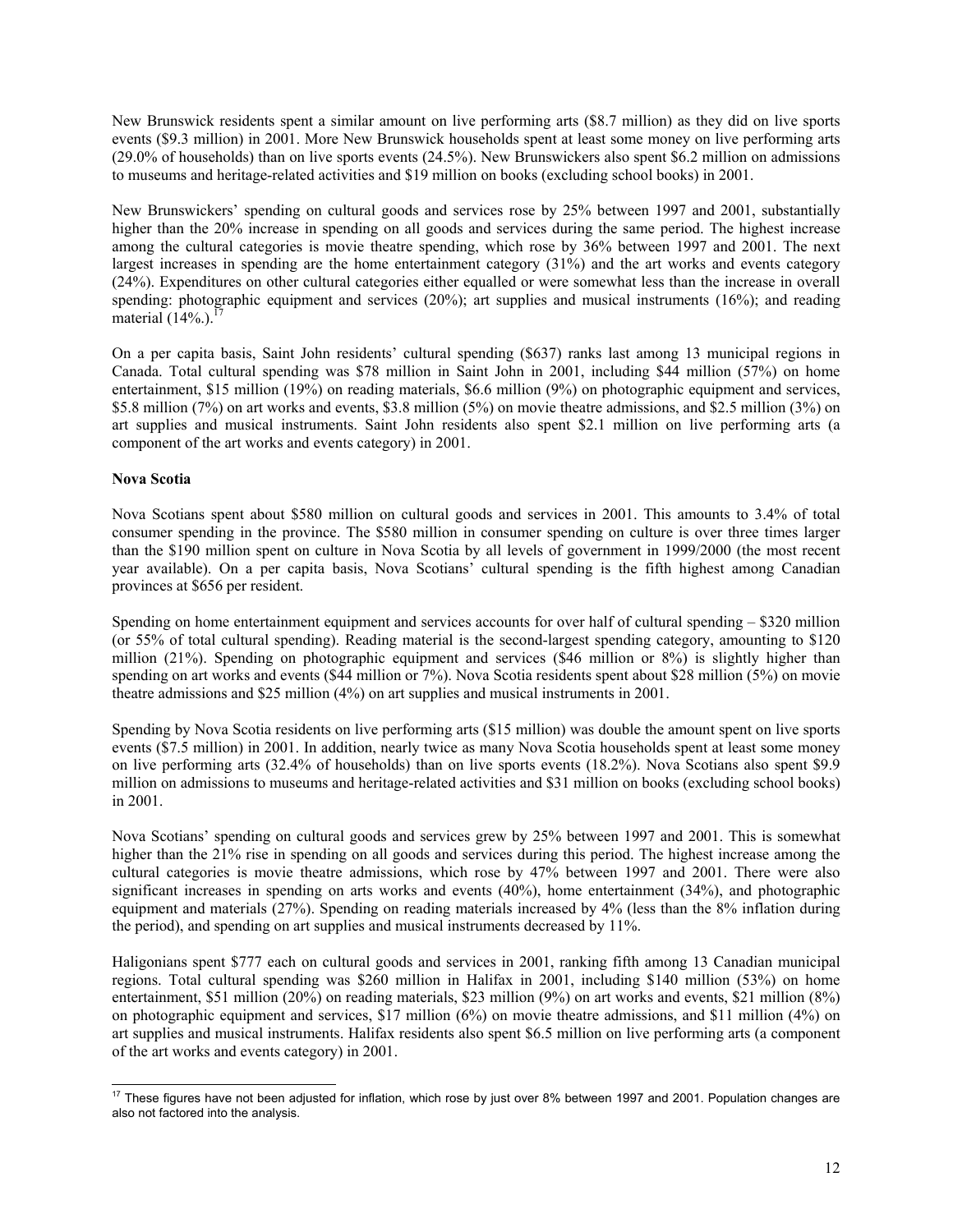New Brunswick residents spent a similar amount on live performing arts ($8.7 million) as they did on live sports events ($9.3 million) in 2001. More New Brunswick households spent at least some money on live performing arts (29.0% of households) than on live sports events (24.5%). New Brunswickers also spent $6.2 million on admissions to museums and heritage-related activities and $19 million on books (excluding school books) in 2001.

New Brunswickers' spending on cultural goods and services rose by 25% between 1997 and 2001, substantially higher than the 20% increase in spending on all goods and services during the same period. The highest increase among the cultural categories is movie theatre spending, which rose by 36% between 1997 and 2001. The next largest increases in spending are the home entertainment category (31%) and the art works and events category (24%). Expenditures on other cultural categories either equalled or were somewhat less than the increase in overall spending: photographic equipment and services (20%); art supplies and musical instruments (16%); and reading material (14%.).[17]

On a per capita basis, Saint John residents' cultural spending ($637) ranks last among 13 municipal regions in Canada. Total cultural spending was $78 million in Saint John in 2001, including $44 million (57%) on home entertainment, $15 million (19%) on reading materials, $6.6 million (9%) on photographic equipment and services, $5.8 million (7%) on art works and events, $3.8 million (5%) on movie theatre admissions, and $2.5 million (3%) on art supplies and musical instruments. Saint John residents also spent $2.1 million on live performing arts (a component of the art works and events category) in 2001.

**Nova Scotia**

Nova Scotians spent about $580 million on cultural goods and services in 2001. This amounts to 3.4% of total consumer spending in the province. The $580 million in consumer spending on culture is over three times larger than the $190 million spent on culture in Nova Scotia by all levels of government in 1999/2000 (the most recent year available). On a per capita basis, Nova Scotians' cultural spending is the fifth highest among Canadian provinces at $656 per resident.

Spending on home entertainment equipment and services accounts for over half of cultural spending – $320 million (or 55% of total cultural spending). Reading material is the second-largest spending category, amounting to $120 million (21%). Spending on photographic equipment and services ($46 million or 8%) is slightly higher than spending on art works and events ($44 million or 7%). Nova Scotia residents spent about $28 million (5%) on movie theatre admissions and $25 million (4%) on art supplies and musical instruments in 2001.

Spending by Nova Scotia residents on live performing arts ($15 million) was double the amount spent on live sports events ($7.5 million) in 2001. In addition, nearly twice as many Nova Scotia households spent at least some money on live performing arts (32.4% of households) than on live sports events (18.2%). Nova Scotians also spent $9.9 million on admissions to museums and heritage-related activities and $31 million on books (excluding school books) in 2001.

Nova Scotians' spending on cultural goods and services grew by 25% between 1997 and 2001. This is somewhat higher than the 21% rise in spending on all goods and services during this period. The highest increase among the cultural categories is movie theatre admissions, which rose by 47% between 1997 and 2001. There were also significant increases in spending on arts works and events (40%), home entertainment (34%), and photographic equipment and materials (27%). Spending on reading materials increased by 4% (less than the 8% inflation during the period), and spending on art supplies and musical instruments decreased by 11%.

Haligonians spent $777 each on cultural goods and services in 2001, ranking fifth among 13 Canadian municipal regions. Total cultural spending was $260 million in Halifax in 2001, including $140 million (53%) on home entertainment, $51 million (20%) on reading materials, $23 million (9%) on art works and events, $21 million (8%) on photographic equipment and services, $17 million (6%) on movie theatre admissions, and $11 million (4%) on art supplies and musical instruments. Halifax residents also spent $6.5 million on live performing arts (a component of the art works and events category) in 2001.

[17] These figures have not been adjusted for inflation, which rose by just over 8% between 1997 and 2001. Population changes are also not factored into the analysis.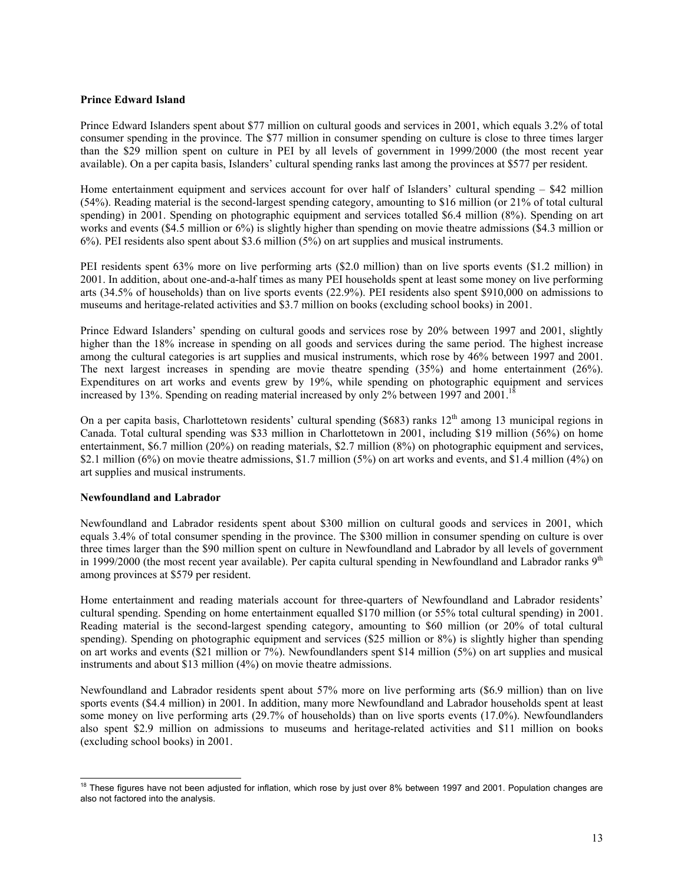**Prince Edward Island**

Prince Edward Islanders spent about $77 million on cultural goods and services in 2001, which equals 3.2% of total consumer spending in the province. The $77 million in consumer spending on culture is close to three times larger than the $29 million spent on culture in PEI by all levels of government in 1999/2000 (the most recent year available). On a per capita basis, Islanders' cultural spending ranks last among the provinces at $577 per resident.

Home entertainment equipment and services account for over half of Islanders' cultural spending – $42 million (54%). Reading material is the second-largest spending category, amounting to $16 million (or 21% of total cultural spending) in 2001. Spending on photographic equipment and services totalled $6.4 million (8%). Spending on art works and events ($4.5 million or 6%) is slightly higher than spending on movie theatre admissions ($4.3 million or 6%). PEI residents also spent about $3.6 million (5%) on art supplies and musical instruments.

PEI residents spent 63% more on live performing arts ($2.0 million) than on live sports events ($1.2 million) in 2001. In addition, about one-and-a-half times as many PEI households spent at least some money on live performing arts (34.5% of households) than on live sports events (22.9%). PEI residents also spent $910,000 on admissions to museums and heritage-related activities and $3.7 million on books (excluding school books) in 2001.

Prince Edward Islanders' spending on cultural goods and services rose by 20% between 1997 and 2001, slightly higher than the 18% increase in spending on all goods and services during the same period. The highest increase among the cultural categories is art supplies and musical instruments, which rose by 46% between 1997 and 2001. The next largest increases in spending are movie theatre spending (35%) and home entertainment (26%). Expenditures on art works and events grew by 19%, while spending on photographic equipment and services increased by 13%. Spending on reading material increased by only 2% between 1997 and 2001.[18]

On a per capita basis, Charlottetown residents' cultural spending ($683) ranks 12th among 13 municipal regions in Canada. Total cultural spending was $33 million in Charlottetown in 2001, including $19 million (56%) on home entertainment, $6.7 million (20%) on reading materials, $2.7 million (8%) on photographic equipment and services, $2.1 million (6%) on movie theatre admissions, $1.7 million (5%) on art works and events, and $1.4 million (4%) on art supplies and musical instruments.

**Newfoundland and Labrador**

Newfoundland and Labrador residents spent about $300 million on cultural goods and services in 2001, which equals 3.4% of total consumer spending in the province. The $300 million in consumer spending on culture is over three times larger than the $90 million spent on culture in Newfoundland and Labrador by all levels of government in 1999/2000 (the most recent year available). Per capita cultural spending in Newfoundland and Labrador ranks 9th among provinces at $579 per resident.

Home entertainment and reading materials account for three-quarters of Newfoundland and Labrador residents' cultural spending. Spending on home entertainment equalled $170 million (or 55% total cultural spending) in 2001. Reading material is the second-largest spending category, amounting to $60 million (or 20% of total cultural spending). Spending on photographic equipment and services ($25 million or 8%) is slightly higher than spending on art works and events ($21 million or 7%). Newfoundlanders spent $14 million (5%) on art supplies and musical instruments and about $13 million (4%) on movie theatre admissions.

Newfoundland and Labrador residents spent about 57% more on live performing arts ($6.9 million) than on live sports events ($4.4 million) in 2001. In addition, many more Newfoundland and Labrador households spent at least some money on live performing arts (29.7% of households) than on live sports events (17.0%). Newfoundlanders also spent $2.9 million on admissions to museums and heritage-related activities and $11 million on books (excluding school books) in 2001.

[18] These figures have not been adjusted for inflation, which rose by just over 8% between 1997 and 2001. Population changes are also not factored into the analysis.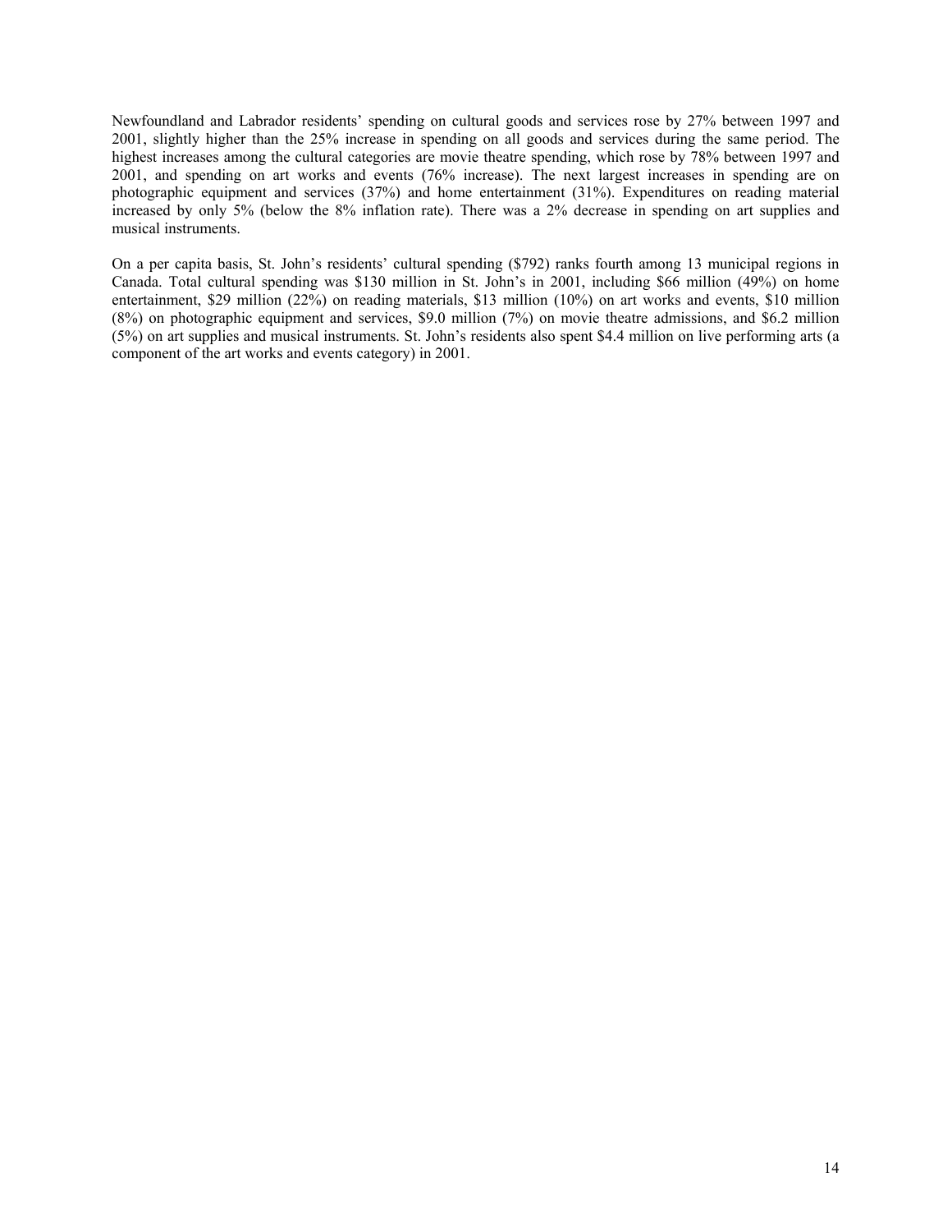Newfoundland and Labrador residents' spending on cultural goods and services rose by 27% between 1997 and 2001, slightly higher than the 25% increase in spending on all goods and services during the same period. The highest increases among the cultural categories are movie theatre spending, which rose by 78% between 1997 and 2001, and spending on art works and events (76% increase). The next largest increases in spending are on photographic equipment and services (37%) and home entertainment (31%). Expenditures on reading material increased by only 5% (below the 8% inflation rate). There was a 2% decrease in spending on art supplies and musical instruments.

On a per capita basis, St. John's residents' cultural spending ($792) ranks fourth among 13 municipal regions in Canada. Total cultural spending was $130 million in St. John's in 2001, including $66 million (49%) on home entertainment, $29 million (22%) on reading materials, $13 million (10%) on art works and events, $10 million (8%) on photographic equipment and services, $9.0 million (7%) on movie theatre admissions, and $6.2 million (5%) on art supplies and musical instruments. St. John's residents also spent $4.4 million on live performing arts (a component of the art works and events category) in 2001.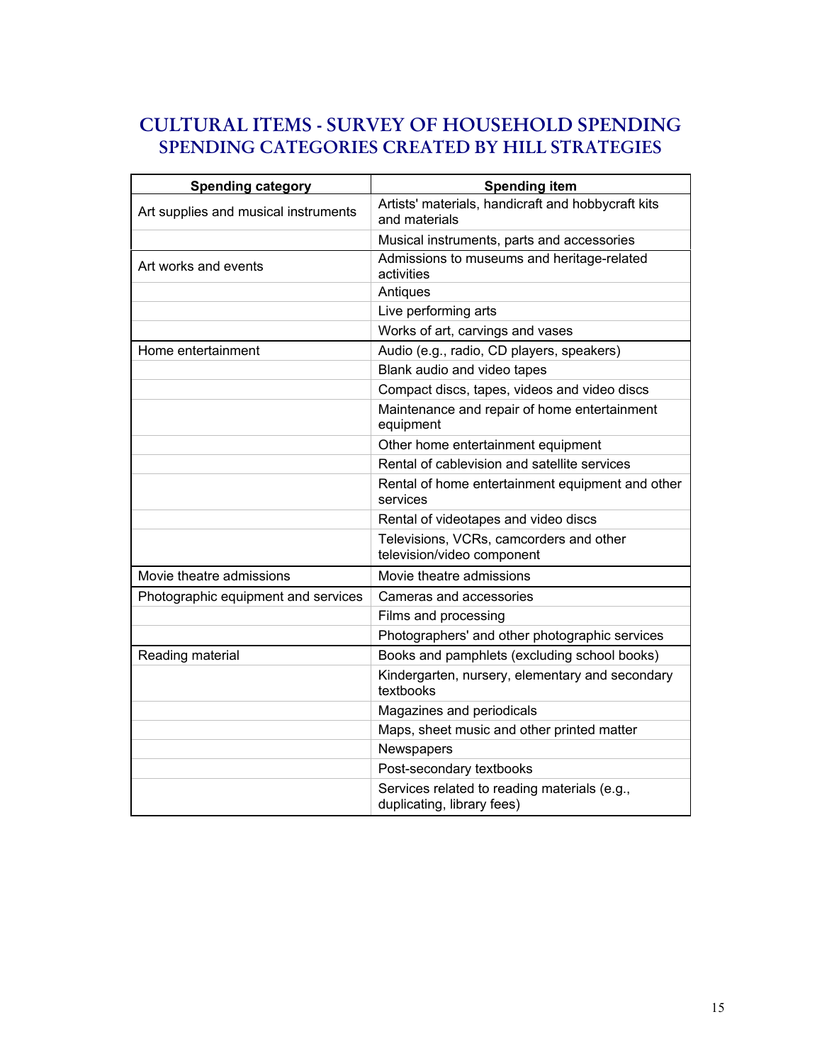# CULTURAL ITEMS - SURVEY OF HOUSEHOLD SPENDING
## SPENDING CATEGORIES CREATED BY HILL STRATEGIES

| Spending category | Spending item |
|---|---|
| Art supplies and musical instruments | Artists' materials, handicraft and hobbycraft kits and materials |
| | Musical instruments, parts and accessories |
| Art works and events | Admissions to museums and heritage-related activities |
| | Antiques |
| | Live performing arts |
| | Works of art, carvings and vases |
| Home entertainment | Audio (e.g., radio, CD players, speakers) |
| | Blank audio and video tapes |
| | Compact discs, tapes, videos and video discs |
| | Maintenance and repair of home entertainment equipment |
| | Other home entertainment equipment |
| | Rental of cablevision and satellite services |
| | Rental of home entertainment equipment and other services |
| | Rental of videotapes and video discs |
| | Televisions, VCRs, camcorders and other television/video component |
| Movie theatre admissions | Movie theatre admissions |
| Photographic equipment and services | Cameras and accessories |
| | Films and processing |
| | Photographers' and other photographic services |
| Reading material | Books and pamphlets (excluding school books) |
| | Kindergarten, nursery, elementary and secondary textbooks |
| | Magazines and periodicals |
| | Maps, sheet music and other printed matter |
| | Newspapers |
| | Post-secondary textbooks |
| | Services related to reading materials (e.g., duplicating, library fees) |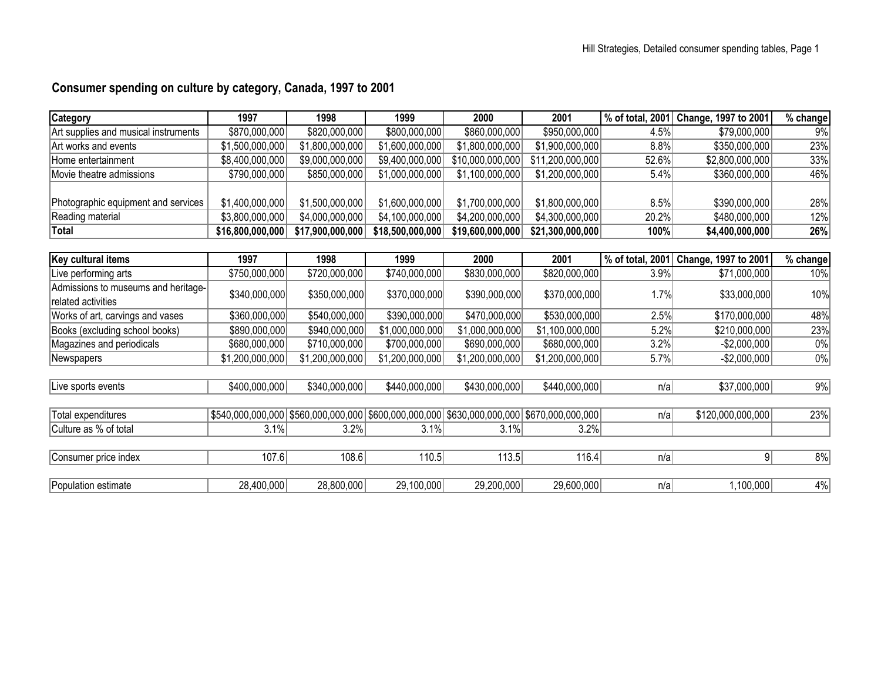## Consumer spending on culture by category, Canada, 1997 to 2001

| Category | 1997 | 1998 | 1999 | 2000 | 2001 | % of total, 2001 | Change, 1997 to 2001 | % change |
|---|---|---|---|---|---|---|---|---|
| Art supplies and musical instruments | $870,000,000 | $820,000,000 | $800,000,000 | $860,000,000 | $950,000,000 | 4.5% | $79,000,000 | 9% |
| Art works and events | $1,500,000,000 | $1,800,000,000 | $1,600,000,000 | $1,800,000,000 | $1,900,000,000 | 8.8% | $350,000,000 | 23% |
| Home entertainment | $8,400,000,000 | $9,000,000,000 | $9,400,000,000 | $10,000,000,000 | $11,200,000,000 | 52.6% | $2,800,000,000 | 33% |
| Movie theatre admissions | $790,000,000 | $850,000,000 | $1,000,000,000 | $1,100,000,000 | $1,200,000,000 | 5.4% | $360,000,000 | 46% |
| Photographic equipment and services | $1,400,000,000 | $1,500,000,000 | $1,600,000,000 | $1,700,000,000 | $1,800,000,000 | 8.5% | $390,000,000 | 28% |
| Reading material | $3,800,000,000 | $4,000,000,000 | $4,100,000,000 | $4,200,000,000 | $4,300,000,000 | 20.2% | $480,000,000 | 12% |
| **Total** | **$16,800,000,000** | **$17,900,000,000** | **$18,500,000,000** | **$19,600,000,000** | **$21,300,000,000** | **100%** | **$4,400,000,000** | **26%** |

| Key cultural items | 1997 | 1998 | 1999 | 2000 | 2001 | % of total, 2001 | Change, 1997 to 2001 | % change |
|---|---|---|---|---|---|---|---|---|
| Live performing arts | $750,000,000 | $720,000,000 | $740,000,000 | $830,000,000 | $820,000,000 | 3.9% | $71,000,000 | 10% |
| Admissions to museums and heritage-related activities | $340,000,000 | $350,000,000 | $370,000,000 | $390,000,000 | $370,000,000 | 1.7% | $33,000,000 | 10% |
| Works of art, carvings and vases | $360,000,000 | $540,000,000 | $390,000,000 | $470,000,000 | $530,000,000 | 2.5% | $170,000,000 | 48% |
| Books (excluding school books) | $890,000,000 | $940,000,000 | $1,000,000,000 | $1,000,000,000 | $1,100,000,000 | 5.2% | $210,000,000 | 23% |
| Magazines and periodicals | $680,000,000 | $710,000,000 | $700,000,000 | $690,000,000 | $680,000,000 | 3.2% | -$2,000,000 | 0% |
| Newspapers | $1,200,000,000 | $1,200,000,000 | $1,200,000,000 | $1,200,000,000 | $1,200,000,000 | 5.7% | -$2,000,000 | 0% |
| Live sports events | $400,000,000 | $340,000,000 | $440,000,000 | $430,000,000 | $440,000,000 | n/a | $37,000,000 | 9% |
| Total expenditures | $540,000,000,000 | $560,000,000,000 | $600,000,000,000 | $630,000,000,000 | $670,000,000,000 | n/a | $120,000,000,000 | 23% |
| Culture as % of total | 3.1% | 3.2% | 3.1% | 3.1% | 3.2% | | | |
| Consumer price index | 107.6 | 108.6 | 110.5 | 113.5 | 116.4 | n/a | 9 | 8% |
| Population estimate | 28,400,000 | 28,800,000 | 29,100,000 | 29,200,000 | 29,600,000 | n/a | 1,100,000 | 4% |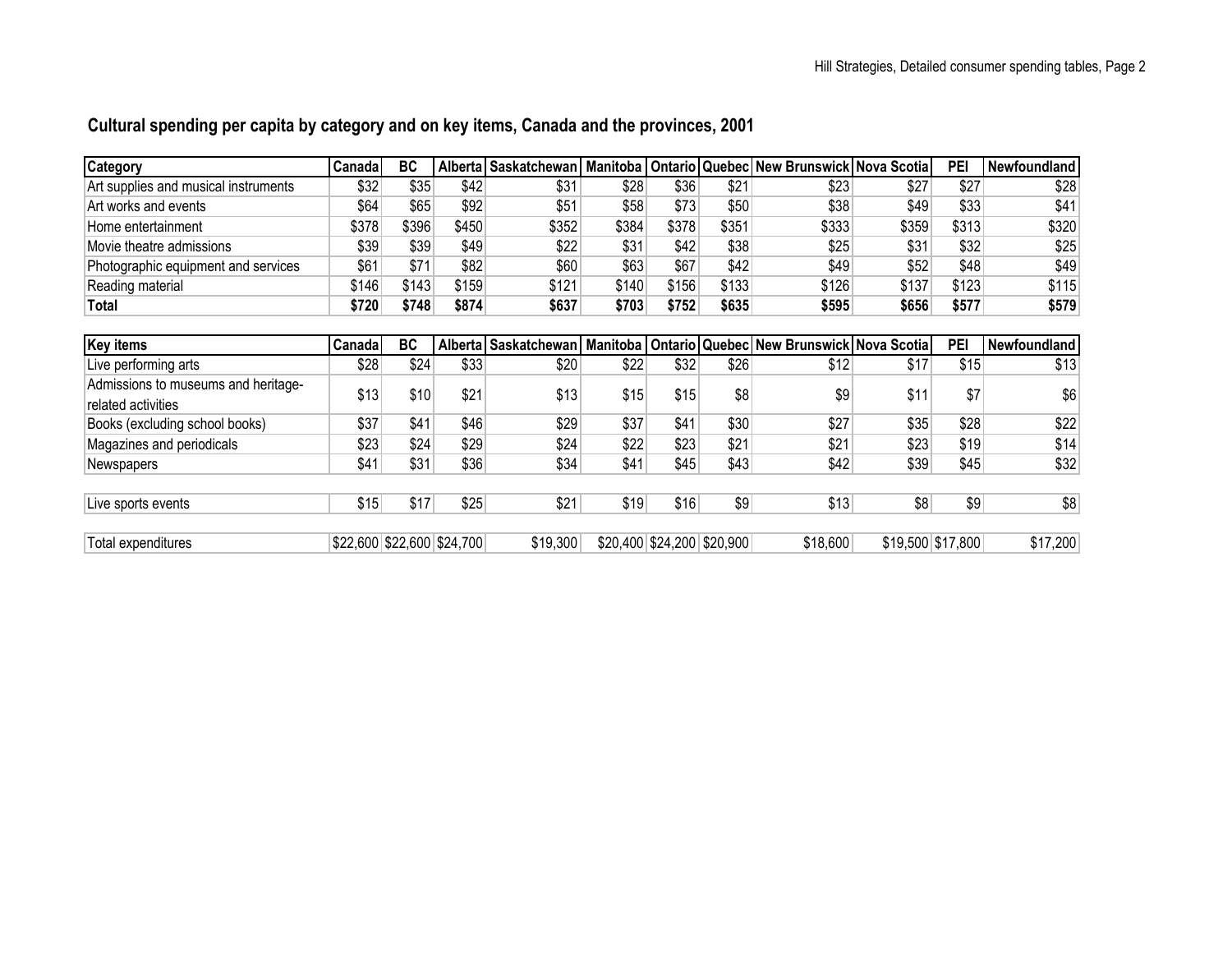## Cultural spending per capita by category and on key items, Canada and the provinces, 2001

| Category | Canada | BC | Alberta | Saskatchewan | Manitoba | Ontario | Quebec | New Brunswick | Nova Scotia | PEI | Newfoundland |
|---|---|---|---|---|---|---|---|---|---|---|---|
| Art supplies and musical instruments | $32 | $35 | $42 | $31 | $28 | $36 | $21 | $23 | $27 | $27 | $28 |
| Art works and events | $64 | $65 | $92 | $51 | $58 | $73 | $50 | $38 | $49 | $33 | $41 |
| Home entertainment | $378 | $396 | $450 | $352 | $384 | $378 | $351 | $333 | $359 | $313 | $320 |
| Movie theatre admissions | $39 | $39 | $49 | $22 | $31 | $42 | $38 | $25 | $31 | $32 | $25 |
| Photographic equipment and services | $61 | $71 | $82 | $60 | $63 | $67 | $42 | $49 | $52 | $48 | $49 |
| Reading material | $146 | $143 | $159 | $121 | $140 | $156 | $133 | $126 | $137 | $123 | $115 |
| **Total** | **$720** | **$748** | **$874** | **$637** | **$703** | **$752** | **$635** | **$595** | **$656** | **$577** | **$579** |

| Key items | Canada | BC | Alberta | Saskatchewan | Manitoba | Ontario | Quebec | New Brunswick | Nova Scotia | PEI | Newfoundland |
|---|---|---|---|---|---|---|---|---|---|---|---|
| Live performing arts | $28 | $24 | $33 | $20 | $22 | $32 | $26 | $12 | $17 | $15 | $13 |
| Admissions to museums and heritage-related activities | $13 | $10 | $21 | $13 | $15 | $15 | $8 | $9 | $11 | $7 | $6 |
| Books (excluding school books) | $37 | $41 | $46 | $29 | $37 | $41 | $30 | $27 | $35 | $28 | $22 |
| Magazines and periodicals | $23 | $24 | $29 | $24 | $22 | $23 | $21 | $21 | $23 | $19 | $14 |
| Newspapers | $41 | $31 | $36 | $34 | $41 | $45 | $43 | $42 | $39 | $45 | $32 |
| | | | | | | | | | | | |
| Live sports events | $15 | $17 | $25 | $21 | $19 | $16 | $9 | $13 | $8 | $9 | $8 |
| | | | | | | | | | | | |
| Total expenditures | $22,600 | $22,600 | $24,700 | $19,300 | $20,400 | $24,200 | $20,900 | $18,600 | $19,500 | $17,800 | $17,200 |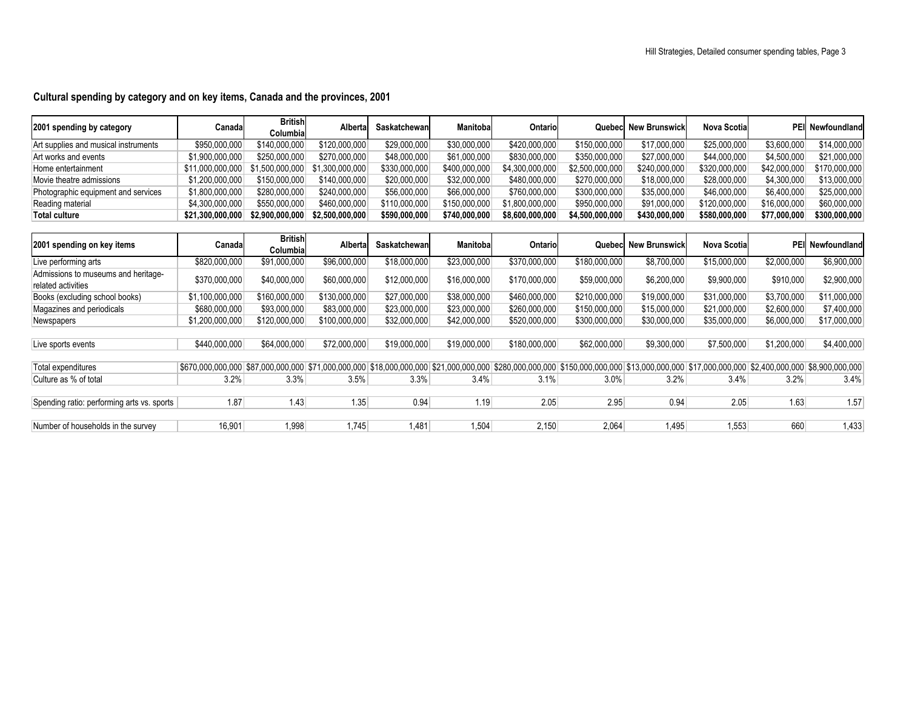## Cultural spending by category and on key items, Canada and the provinces, 2001

| 2001 spending by category | Canada | British Columbia | Alberta | Saskatchewan | Manitoba | Ontario | Quebec | New Brunswick | Nova Scotia | PEI | Newfoundland |
|---|---|---|---|---|---|---|---|---|---|---|---|
| Art supplies and musical instruments | $950,000,000 | $140,000,000 | $120,000,000 | $29,000,000 | $30,000,000 | $420,000,000 | $150,000,000 | $17,000,000 | $25,000,000 | $3,600,000 | $14,000,000 |
| Art works and events | $1,900,000,000 | $250,000,000 | $270,000,000 | $48,000,000 | $61,000,000 | $830,000,000 | $350,000,000 | $27,000,000 | $44,000,000 | $4,500,000 | $21,000,000 |
| Home entertainment | $11,000,000,000 | $1,500,000,000 | $1,300,000,000 | $330,000,000 | $400,000,000 | $4,300,000,000 | $2,500,000,000 | $240,000,000 | $320,000,000 | $42,000,000 | $170,000,000 |
| Movie theatre admissions | $1,200,000,000 | $150,000,000 | $140,000,000 | $20,000,000 | $32,000,000 | $480,000,000 | $270,000,000 | $18,000,000 | $28,000,000 | $4,300,000 | $13,000,000 |
| Photographic equipment and services | $1,800,000,000 | $280,000,000 | $240,000,000 | $56,000,000 | $66,000,000 | $760,000,000 | $300,000,000 | $35,000,000 | $46,000,000 | $6,400,000 | $25,000,000 |
| Reading material | $4,300,000,000 | $550,000,000 | $460,000,000 | $110,000,000 | $150,000,000 | $1,800,000,000 | $950,000,000 | $91,000,000 | $120,000,000 | $16,000,000 | $60,000,000 |
| **Total culture** | **$21,300,000,000** | **$2,900,000,000** | **$2,500,000,000** | **$590,000,000** | **$740,000,000** | **$8,600,000,000** | **$4,500,000,000** | **$430,000,000** | **$580,000,000** | **$77,000,000** | **$300,000,000** |

| 2001 spending on key items | Canada | British Columbia | Alberta | Saskatchewan | Manitoba | Ontario | Quebec | New Brunswick | Nova Scotia | PEI | Newfoundland |
|---|---|---|---|---|---|---|---|---|---|---|---|
| Live performing arts | $820,000,000 | $91,000,000 | $96,000,000 | $18,000,000 | $23,000,000 | $370,000,000 | $180,000,000 | $8,700,000 | $15,000,000 | $2,000,000 | $6,900,000 |
| Admissions to museums and heritage-related activities | $370,000,000 | $40,000,000 | $60,000,000 | $12,000,000 | $16,000,000 | $170,000,000 | $59,000,000 | $6,200,000 | $9,900,000 | $910,000 | $2,900,000 |
| Books (excluding school books) | $1,100,000,000 | $160,000,000 | $130,000,000 | $27,000,000 | $38,000,000 | $460,000,000 | $210,000,000 | $19,000,000 | $31,000,000 | $3,700,000 | $11,000,000 |
| Magazines and periodicals | $680,000,000 | $93,000,000 | $83,000,000 | $23,000,000 | $23,000,000 | $260,000,000 | $150,000,000 | $15,000,000 | $21,000,000 | $2,600,000 | $7,400,000 |
| Newspapers | $1,200,000,000 | $120,000,000 | $100,000,000 | $32,000,000 | $42,000,000 | $520,000,000 | $300,000,000 | $30,000,000 | $35,000,000 | $6,000,000 | $17,000,000 |
| | | | | | | | | | | | |
| Live sports events | $440,000,000 | $64,000,000 | $72,000,000 | $19,000,000 | $19,000,000 | $180,000,000 | $62,000,000 | $9,300,000 | $7,500,000 | $1,200,000 | $4,400,000 |
| | | | | | | | | | | | |
| Total expenditures | $670,000,000,000 | $87,000,000,000 | $71,000,000,000 | $18,000,000,000 | $21,000,000,000 | $280,000,000,000 | $150,000,000,000 | $13,000,000,000 | $17,000,000,000 | $2,400,000,000 | $8,900,000,000 |
| Culture as % of total | 3.2% | 3.3% | 3.5% | 3.3% | 3.4% | 3.1% | 3.0% | 3.2% | 3.4% | 3.2% | 3.4% |
| | | | | | | | | | | | |
| Spending ratio: performing arts vs. sports | 1.87 | 1.43 | 1.35 | 0.94 | 1.19 | 2.05 | 2.95 | 0.94 | 2.05 | 1.63 | 1.57 |
| | | | | | | | | | | | |
| Number of households in the survey | 16,901 | 1,998 | 1,745 | 1,481 | 1,504 | 2,150 | 2,064 | 1,495 | 1,553 | 660 | 1,433 |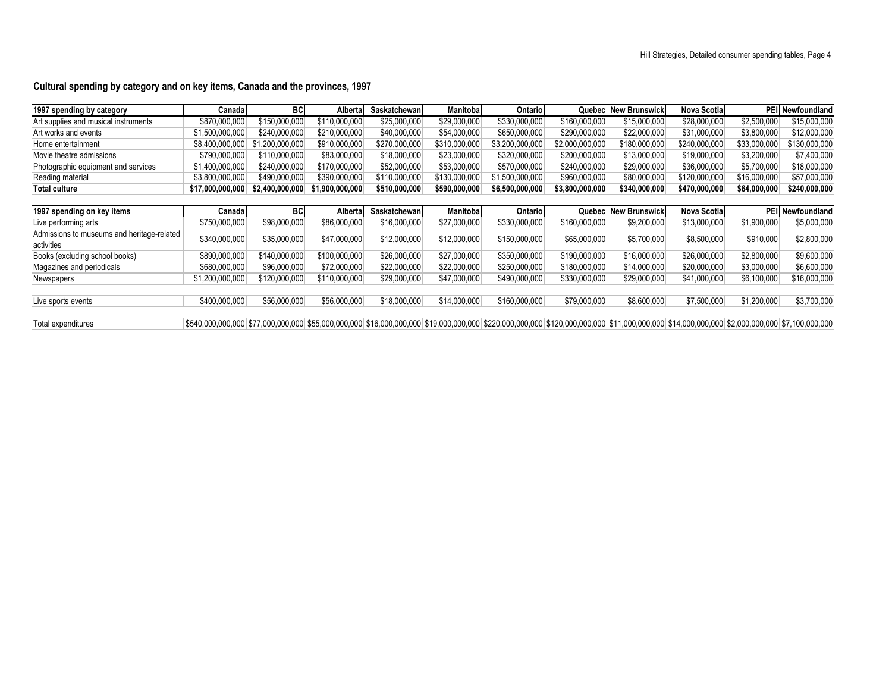## Cultural spending by category and on key items, Canada and the provinces, 1997

| 1997 spending by category | Canada | BC | Alberta | Saskatchewan | Manitoba | Ontario | Quebec | New Brunswick | Nova Scotia | PEI | Newfoundland |
|---|---|---|---|---|---|---|---|---|---|---|---|
| Art supplies and musical instruments | $870,000,000 | $150,000,000 | $110,000,000 | $25,000,000 | $29,000,000 | $330,000,000 | $160,000,000 | $15,000,000 | $28,000,000 | $2,500,000 | $15,000,000 |
| Art works and events | $1,500,000,000 | $240,000,000 | $210,000,000 | $40,000,000 | $54,000,000 | $650,000,000 | $290,000,000 | $22,000,000 | $31,000,000 | $3,800,000 | $12,000,000 |
| Home entertainment | $8,400,000,000 | $1,200,000,000 | $910,000,000 | $270,000,000 | $310,000,000 | $3,200,000,000 | $2,000,000,000 | $180,000,000 | $240,000,000 | $33,000,000 | $130,000,000 |
| Movie theatre admissions | $790,000,000 | $110,000,000 | $83,000,000 | $18,000,000 | $23,000,000 | $320,000,000 | $200,000,000 | $13,000,000 | $19,000,000 | $3,200,000 | $7,400,000 |
| Photographic equipment and services | $1,400,000,000 | $240,000,000 | $170,000,000 | $52,000,000 | $53,000,000 | $570,000,000 | $240,000,000 | $29,000,000 | $36,000,000 | $5,700,000 | $18,000,000 |
| Reading material | $3,800,000,000 | $490,000,000 | $390,000,000 | $110,000,000 | $130,000,000 | $1,500,000,000 | $960,000,000 | $80,000,000 | $120,000,000 | $16,000,000 | $57,000,000 |
| **Total culture** | **$17,000,000,000** | **$2,400,000,000** | **$1,900,000,000** | **$510,000,000** | **$590,000,000** | **$6,500,000,000** | **$3,800,000,000** | **$340,000,000** | **$470,000,000** | **$64,000,000** | **$240,000,000** |

| 1997 spending on key items | Canada | BC | Alberta | Saskatchewan | Manitoba | Ontario | Quebec | New Brunswick | Nova Scotia | PEI | Newfoundland |
|---|---|---|---|---|---|---|---|---|---|---|---|
| Live performing arts | $750,000,000 | $98,000,000 | $86,000,000 | $16,000,000 | $27,000,000 | $330,000,000 | $160,000,000 | $9,200,000 | $13,000,000 | $1,900,000 | $5,000,000 |
| Admissions to museums and heritage-related activities | $340,000,000 | $35,000,000 | $47,000,000 | $12,000,000 | $12,000,000 | $150,000,000 | $65,000,000 | $5,700,000 | $8,500,000 | $910,000 | $2,800,000 |
| Books (excluding school books) | $890,000,000 | $140,000,000 | $100,000,000 | $26,000,000 | $27,000,000 | $350,000,000 | $190,000,000 | $16,000,000 | $26,000,000 | $2,800,000 | $9,600,000 |
| Magazines and periodicals | $680,000,000 | $96,000,000 | $72,000,000 | $22,000,000 | $22,000,000 | $250,000,000 | $180,000,000 | $14,000,000 | $20,000,000 | $3,000,000 | $6,600,000 |
| Newspapers | $1,200,000,000 | $120,000,000 | $110,000,000 | $29,000,000 | $47,000,000 | $490,000,000 | $330,000,000 | $29,000,000 | $41,000,000 | $6,100,000 | $16,000,000 |
| | | | | | | | | | | | |
| Live sports events | $400,000,000 | $56,000,000 | $56,000,000 | $18,000,000 | $14,000,000 | $160,000,000 | $79,000,000 | $8,600,000 | $7,500,000 | $1,200,000 | $3,700,000 |
| | | | | | | | | | | | |
| Total expenditures | $540,000,000,000 | $77,000,000,000 | $55,000,000,000 | $16,000,000,000 | $19,000,000,000 | $220,000,000,000 | $120,000,000,000 | $11,000,000,000 | $14,000,000,000 | $2,000,000,000 | $7,100,000,000 |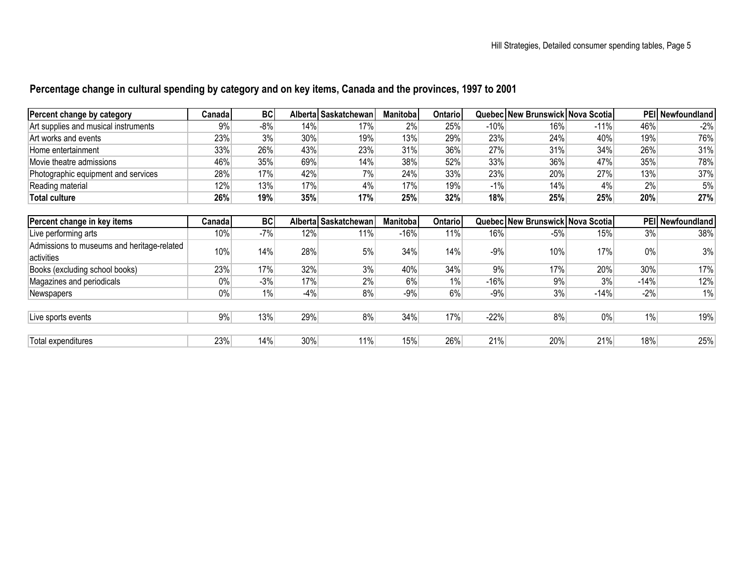## Percentage change in cultural spending by category and on key items, Canada and the provinces, 1997 to 2001

| Percent change by category | Canada | BC | Alberta | Saskatchewan | Manitoba | Ontario | Quebec | New Brunswick | Nova Scotia | PEI | Newfoundland |
|---|---|---|---|---|---|---|---|---|---|---|---|
| Art supplies and musical instruments | 9% | -8% | 14% | 17% | 2% | 25% | -10% | 16% | -11% | 46% | -2% |
| Art works and events | 23% | 3% | 30% | 19% | 13% | 29% | 23% | 24% | 40% | 19% | 76% |
| Home entertainment | 33% | 26% | 43% | 23% | 31% | 36% | 27% | 31% | 34% | 26% | 31% |
| Movie theatre admissions | 46% | 35% | 69% | 14% | 38% | 52% | 33% | 36% | 47% | 35% | 78% |
| Photographic equipment and services | 28% | 17% | 42% | 7% | 24% | 33% | 23% | 20% | 27% | 13% | 37% |
| Reading material | 12% | 13% | 17% | 4% | 17% | 19% | -1% | 14% | 4% | 2% | 5% |
| **Total culture** | **26%** | **19%** | **35%** | **17%** | **25%** | **32%** | **18%** | **25%** | **25%** | **20%** | **27%** |

| Percent change in key items | Canada | BC | Alberta | Saskatchewan | Manitoba | Ontario | Quebec | New Brunswick | Nova Scotia | PEI | Newfoundland |
|---|---|---|---|---|---|---|---|---|---|---|---|
| Live performing arts | 10% | -7% | 12% | 11% | -16% | 11% | 16% | -5% | 15% | 3% | 38% |
| Admissions to museums and heritage-related activities | 10% | 14% | 28% | 5% | 34% | 14% | -9% | 10% | 17% | 0% | 3% |
| Books (excluding school books) | 23% | 17% | 32% | 3% | 40% | 34% | 9% | 17% | 20% | 30% | 17% |
| Magazines and periodicals | 0% | -3% | 17% | 2% | 6% | 1% | -16% | 9% | 3% | -14% | 12% |
| Newspapers | 0% | 1% | -4% | 8% | -9% | 6% | -9% | 3% | -14% | -2% | 1% |
| | | | | | | | | | | | |
| Live sports events | 9% | 13% | 29% | 8% | 34% | 17% | -22% | 8% | 0% | 1% | 19% |
| | | | | | | | | | | | |
| Total expenditures | 23% | 14% | 30% | 11% | 15% | 26% | 21% | 20% | 21% | 18% | 25% |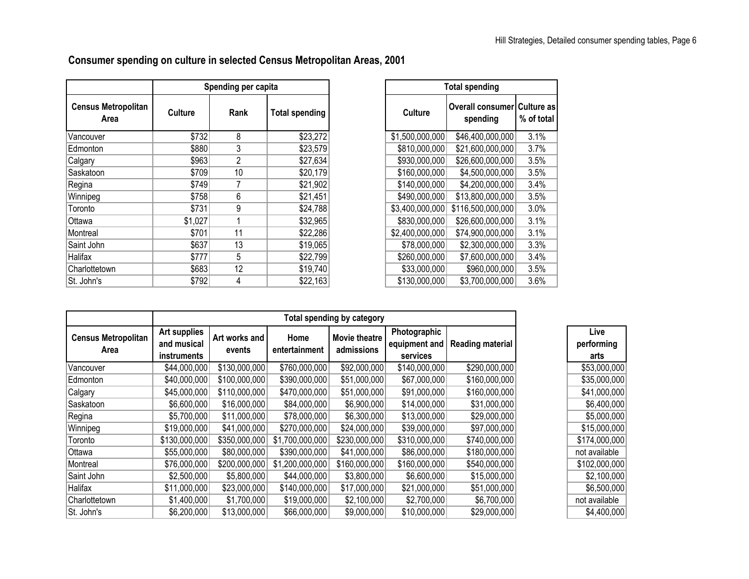## Consumer spending on culture in selected Census Metropolitan Areas, 2001

| | Spending per capita | | | Total spending | | |
|---|---|---|---|---|---|---|
| Census Metropolitan Area | Culture | Rank | Total spending | Culture | Overall consumer spending | Culture as % of total |
| Vancouver | $732 | 8 | $23,272 | $1,500,000,000 | $46,400,000,000 | 3.1% |
| Edmonton | $880 | 3 | $23,579 | $810,000,000 | $21,600,000,000 | 3.7% |
| Calgary | $963 | 2 | $27,634 | $930,000,000 | $26,600,000,000 | 3.5% |
| Saskatoon | $709 | 10 | $20,179 | $160,000,000 | $4,500,000,000 | 3.5% |
| Regina | $749 | 7 | $21,902 | $140,000,000 | $4,200,000,000 | 3.4% |
| Winnipeg | $758 | 6 | $21,451 | $490,000,000 | $13,800,000,000 | 3.5% |
| Toronto | $731 | 9 | $24,788 | $3,400,000,000 | $116,500,000,000 | 3.0% |
| Ottawa | $1,027 | 1 | $32,965 | $830,000,000 | $26,600,000,000 | 3.1% |
| Montreal | $701 | 11 | $22,286 | $2,400,000,000 | $74,900,000,000 | 3.1% |
| Saint John | $637 | 13 | $19,065 | $78,000,000 | $2,300,000,000 | 3.3% |
| Halifax | $777 | 5 | $22,799 | $260,000,000 | $7,600,000,000 | 3.4% |
| Charlottetown | $683 | 12 | $19,740 | $33,000,000 | $960,000,000 | 3.5% |
| St. John's | $792 | 4 | $22,163 | $130,000,000 | $3,700,000,000 | 3.6% |

| | Total spending by category | | | | | | |
|---|---|---|---|---|---|---|---|
| Census Metropolitan Area | Art supplies and musical instruments | Art works and events | Home entertainment | Movie theatre admissions | Photographic equipment and services | Reading material | Live performing arts |
| Vancouver | $44,000,000 | $130,000,000 | $760,000,000 | $92,000,000 | $140,000,000 | $290,000,000 | $53,000,000 |
| Edmonton | $40,000,000 | $100,000,000 | $390,000,000 | $51,000,000 | $67,000,000 | $160,000,000 | $35,000,000 |
| Calgary | $45,000,000 | $110,000,000 | $470,000,000 | $51,000,000 | $91,000,000 | $160,000,000 | $41,000,000 |
| Saskatoon | $6,600,000 | $16,000,000 | $84,000,000 | $6,900,000 | $14,000,000 | $31,000,000 | $6,400,000 |
| Regina | $5,700,000 | $11,000,000 | $78,000,000 | $6,300,000 | $13,000,000 | $29,000,000 | $5,000,000 |
| Winnipeg | $19,000,000 | $41,000,000 | $270,000,000 | $24,000,000 | $39,000,000 | $97,000,000 | $15,000,000 |
| Toronto | $130,000,000 | $350,000,000 | $1,700,000,000 | $230,000,000 | $310,000,000 | $740,000,000 | $174,000,000 |
| Ottawa | $55,000,000 | $80,000,000 | $390,000,000 | $41,000,000 | $86,000,000 | $180,000,000 | not available |
| Montreal | $76,000,000 | $200,000,000 | $1,200,000,000 | $160,000,000 | $160,000,000 | $540,000,000 | $102,000,000 |
| Saint John | $2,500,000 | $5,800,000 | $44,000,000 | $3,800,000 | $6,600,000 | $15,000,000 | $2,100,000 |
| Halifax | $11,000,000 | $23,000,000 | $140,000,000 | $17,000,000 | $21,000,000 | $51,000,000 | $6,500,000 |
| Charlottetown | $1,400,000 | $1,700,000 | $19,000,000 | $2,100,000 | $2,700,000 | $6,700,000 | not available |
| St. John's | $6,200,000 | $13,000,000 | $66,000,000 | $9,000,000 | $10,000,000 | $29,000,000 | $4,400,000 |